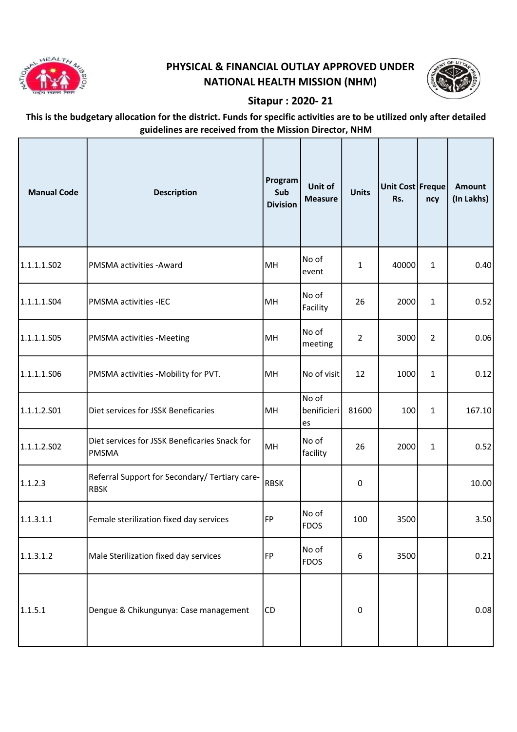# PHYSICAL & FINANCIAL OUTLAY APPROVED UNDER NATIONAL HEALTH MISSION (NHM)

## Sitapur : 2020- 21

**This is the budgetary allocation for the district. Funds for specific activities are to be utilized only after detailed guidelines are received from the Mission Director, NHM**

| Manual Code | Description | Program Sub Division | Unit of Measure | Units | Unit Cost Rs. | Frequency | Amount (In Lakhs) |
|---|---|---|---|---|---|---|---|
| 1.1.1.1.S02 | PMSMA activities -Award | MH | No of event | 1 | 40000 | 1 | 0.40 |
| 1.1.1.1.S04 | PMSMA activities -IEC | MH | No of Facility | 26 | 2000 | 1 | 0.52 |
| 1.1.1.1.S05 | PMSMA activities -Meeting | MH | No of meeting | 2 | 3000 | 2 | 0.06 |
| 1.1.1.1.S06 | PMSMA activities -Mobility for PVT. | MH | No of visit | 12 | 1000 | 1 | 0.12 |
| 1.1.1.2.S01 | Diet services for JSSK Beneficaries | MH | No of benificieries | 81600 | 100 | 1 | 167.10 |
| 1.1.1.2.S02 | Diet services for JSSK Beneficaries Snack for PMSMA | MH | No of facility | 26 | 2000 | 1 | 0.52 |
| 1.1.2.3 | Referral Support for Secondary/ Tertiary care-RBSK | RBSK | | 0 | | | 10.00 |
| 1.1.3.1.1 | Female sterilization fixed day services | FP | No of FDOS | 100 | 3500 | | 3.50 |
| 1.1.3.1.2 | Male Sterilization fixed day services | FP | No of FDOS | 6 | 3500 | | 0.21 |
| 1.1.5.1 | Dengue & Chikungunya: Case management | CD | | 0 | | | 0.08 |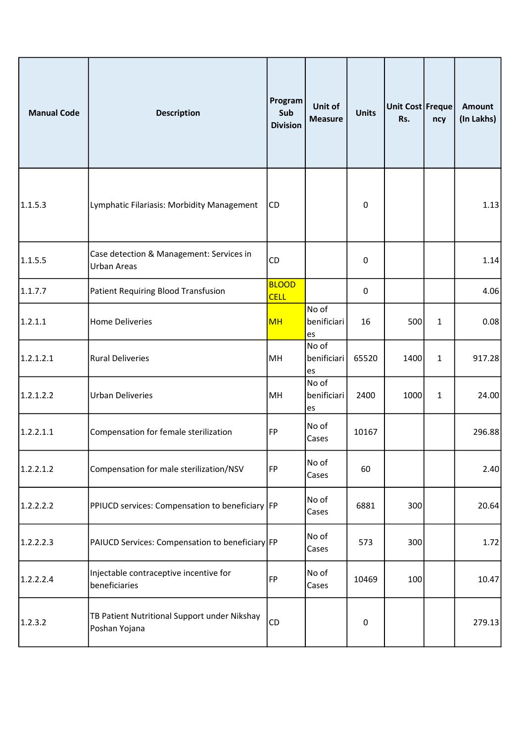| Manual Code | Description | Program Sub Division | Unit of Measure | Units | Unit Cost Rs. | Frequency | Amount (In Lakhs) |
| --- | --- | --- | --- | --- | --- | --- | --- |
| 1.1.5.3 | Lymphatic Filariasis: Morbidity Management | CD | | 0 | | | 1.13 |
| 1.1.5.5 | Case detection & Management: Services in Urban Areas | CD | | 0 | | | 1.14 |
| 1.1.7.7 | Patient Requiring Blood Transfusion | BLOOD CELL | | 0 | | | 4.06 |
| 1.2.1.1 | Home Deliveries | MH | No of benificiaries | 16 | 500 | 1 | 0.08 |
| 1.2.1.2.1 | Rural Deliveries | MH | No of benificiaries | 65520 | 1400 | 1 | 917.28 |
| 1.2.1.2.2 | Urban Deliveries | MH | No of benificiaries | 2400 | 1000 | 1 | 24.00 |
| 1.2.2.1.1 | Compensation for female sterilization | FP | No of Cases | 10167 | | | 296.88 |
| 1.2.2.1.2 | Compensation for male sterilization/NSV | FP | No of Cases | 60 | | | 2.40 |
| 1.2.2.2.2 | PPIUCD services: Compensation to beneficiary | FP | No of Cases | 6881 | 300 | | 20.64 |
| 1.2.2.2.3 | PAIUCD Services: Compensation to beneficiary | FP | No of Cases | 573 | 300 | | 1.72 |
| 1.2.2.2.4 | Injectable contraceptive incentive for beneficiaries | FP | No of Cases | 10469 | 100 | | 10.47 |
| 1.2.3.2 | TB Patient Nutritional Support under Nikshay Poshan Yojana | CD | | 0 | | | 279.13 |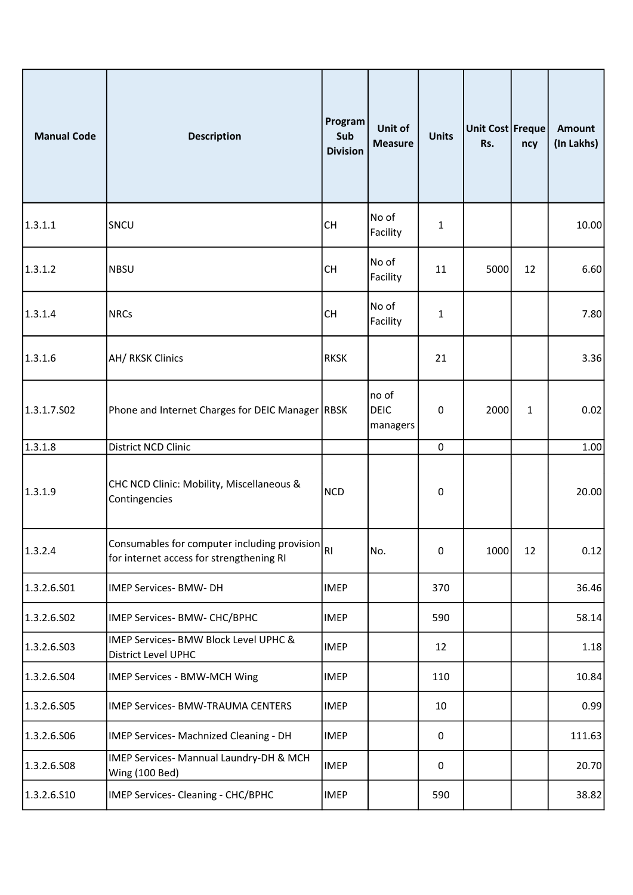| Manual Code | Description | Program Sub Division | Unit of Measure | Units | Unit Cost Rs. | Frequency | Amount (In Lakhs) |
|---|---|---|---|---|---|---|---|
| 1.3.1.1 | SNCU | CH | No of Facility | 1 | | | 10.00 |
| 1.3.1.2 | NBSU | CH | No of Facility | 11 | 5000 | 12 | 6.60 |
| 1.3.1.4 | NRCs | CH | No of Facility | 1 | | | 7.80 |
| 1.3.1.6 | AH/ RKSK Clinics | RKSK | | 21 | | | 3.36 |
| 1.3.1.7.S02 | Phone and Internet Charges for DEIC Manager | RBSK | no of DEIC managers | 0 | 2000 | 1 | 0.02 |
| 1.3.1.8 | District NCD Clinic | | | 0 | | | 1.00 |
| 1.3.1.9 | CHC NCD Clinic: Mobility, Miscellaneous & Contingencies | NCD | | 0 | | | 20.00 |
| 1.3.2.4 | Consumables for computer including provision for internet access for strengthening RI | RI | No. | 0 | 1000 | 12 | 0.12 |
| 1.3.2.6.S01 | IMEP Services- BMW- DH | IMEP | | 370 | | | 36.46 |
| 1.3.2.6.S02 | IMEP Services- BMW- CHC/BPHC | IMEP | | 590 | | | 58.14 |
| 1.3.2.6.S03 | IMEP Services- BMW Block Level UPHC & District Level UPHC | IMEP | | 12 | | | 1.18 |
| 1.3.2.6.S04 | IMEP Services - BMW-MCH Wing | IMEP | | 110 | | | 10.84 |
| 1.3.2.6.S05 | IMEP Services- BMW-TRAUMA CENTERS | IMEP | | 10 | | | 0.99 |
| 1.3.2.6.S06 | IMEP Services- Machnized Cleaning - DH | IMEP | | 0 | | | 111.63 |
| 1.3.2.6.S08 | IMEP Services- Mannual Laundry-DH & MCH Wing (100 Bed) | IMEP | | 0 | | | 20.70 |
| 1.3.2.6.S10 | IMEP Services- Cleaning - CHC/BPHC | IMEP | | 590 | | | 38.82 |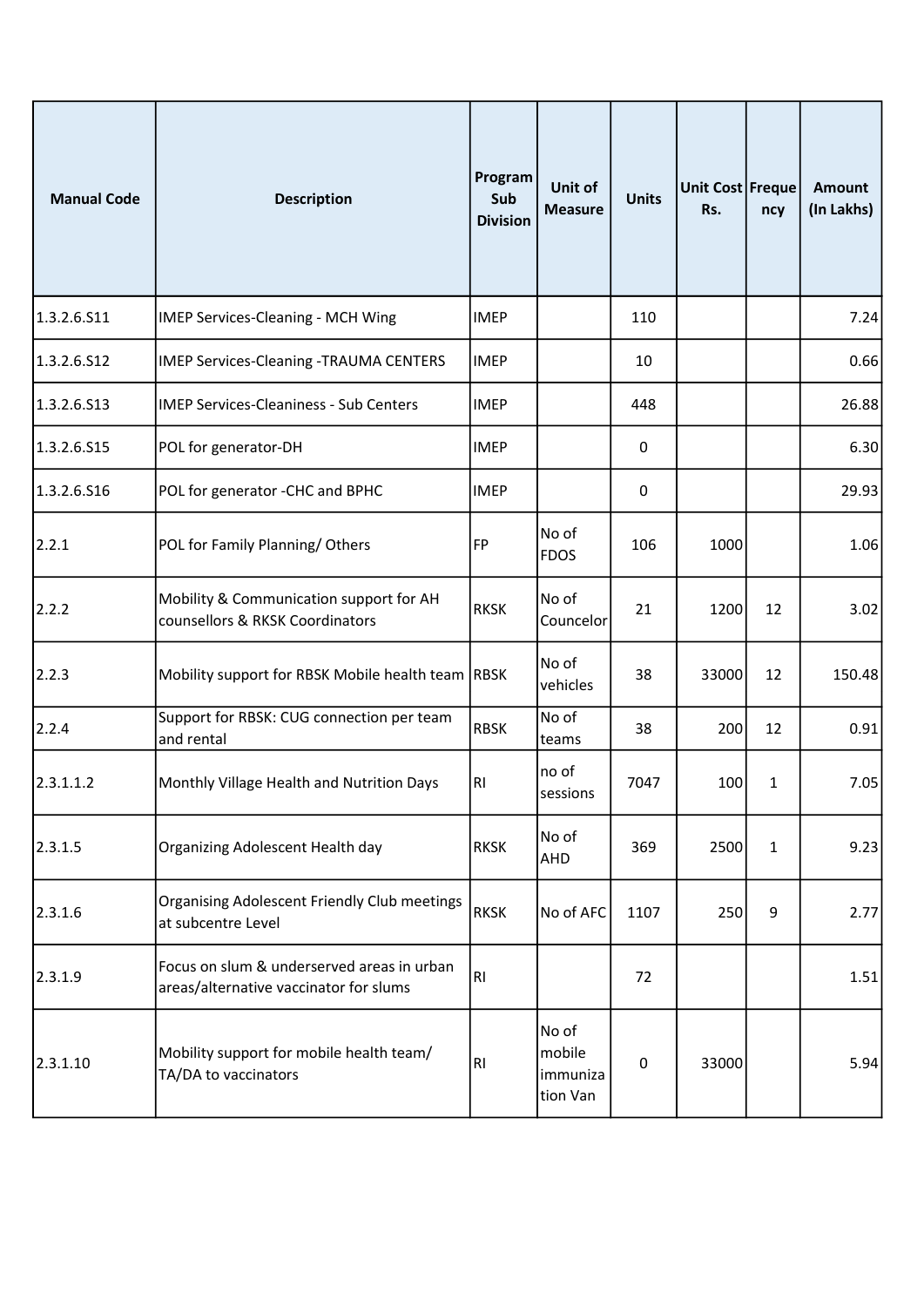| Manual Code | Description | Program Sub Division | Unit of Measure | Units | Unit Cost Rs. | Frequency | Amount (In Lakhs) |
|---|---|---|---|---|---|---|---|
| 1.3.2.6.S11 | IMEP Services-Cleaning - MCH Wing | IMEP | | 110 | | | 7.24 |
| 1.3.2.6.S12 | IMEP Services-Cleaning -TRAUMA CENTERS | IMEP | | 10 | | | 0.66 |
| 1.3.2.6.S13 | IMEP Services-Cleaniness - Sub Centers | IMEP | | 448 | | | 26.88 |
| 1.3.2.6.S15 | POL for generator-DH | IMEP | | 0 | | | 6.30 |
| 1.3.2.6.S16 | POL for generator -CHC and BPHC | IMEP | | 0 | | | 29.93 |
| 2.2.1 | POL for Family Planning/ Others | FP | No of FDOS | 106 | 1000 | | 1.06 |
| 2.2.2 | Mobility & Communication support for AH counsellors & RKSK Coordinators | RKSK | No of Councelor | 21 | 1200 | 12 | 3.02 |
| 2.2.3 | Mobility support for RBSK Mobile health team | RBSK | No of vehicles | 38 | 33000 | 12 | 150.48 |
| 2.2.4 | Support for RBSK: CUG connection per team and rental | RBSK | No of teams | 38 | 200 | 12 | 0.91 |
| 2.3.1.1.2 | Monthly Village Health and Nutrition Days | RI | no of sessions | 7047 | 100 | 1 | 7.05 |
| 2.3.1.5 | Organizing Adolescent Health day | RKSK | No of AHD | 369 | 2500 | 1 | 9.23 |
| 2.3.1.6 | Organising Adolescent Friendly Club meetings at subcentre Level | RKSK | No of AFC | 1107 | 250 | 9 | 2.77 |
| 2.3.1.9 | Focus on slum & underserved areas in urban areas/alternative vaccinator for slums | RI | | 72 | | | 1.51 |
| 2.3.1.10 | Mobility support for mobile health team/ TA/DA to vaccinators | RI | No of mobile immunization Van | 0 | 33000 | | 5.94 |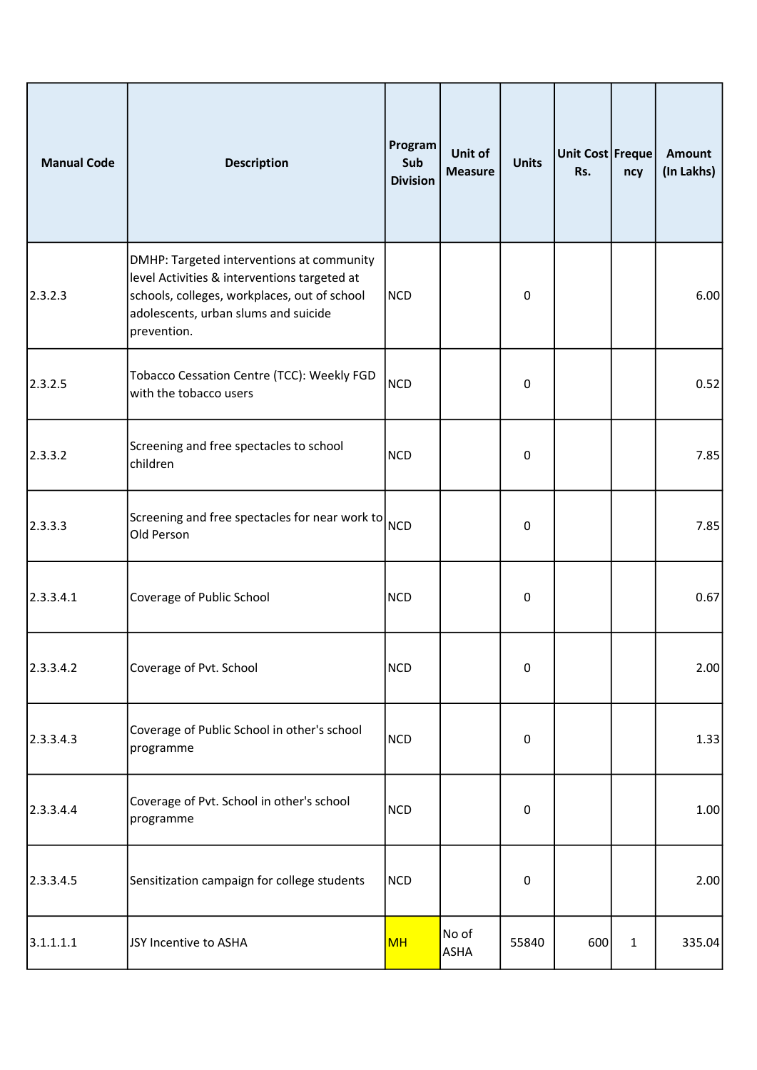| Manual Code | Description | Program Sub Division | Unit of Measure | Units | Unit Cost Rs. | Frequency | Amount (In Lakhs) |
|---|---|---|---|---|---|---|---|
| 2.3.2.3 | DMHP: Targeted interventions at community level Activities & interventions targeted at schools, colleges, workplaces, out of school adolescents, urban slums and suicide prevention. | NCD | | 0 | | | 6.00 |
| 2.3.2.5 | Tobacco Cessation Centre (TCC): Weekly FGD with the tobacco users | NCD | | 0 | | | 0.52 |
| 2.3.3.2 | Screening and free spectacles to school children | NCD | | 0 | | | 7.85 |
| 2.3.3.3 | Screening and free spectacles for near work to Old Person | NCD | | 0 | | | 7.85 |
| 2.3.3.4.1 | Coverage of Public School | NCD | | 0 | | | 0.67 |
| 2.3.3.4.2 | Coverage of Pvt. School | NCD | | 0 | | | 2.00 |
| 2.3.3.4.3 | Coverage of Public School in other's school programme | NCD | | 0 | | | 1.33 |
| 2.3.3.4.4 | Coverage of Pvt. School in other's school programme | NCD | | 0 | | | 1.00 |
| 2.3.3.4.5 | Sensitization campaign for college students | NCD | | 0 | | | 2.00 |
| 3.1.1.1.1 | JSY Incentive to ASHA | MH | No of ASHA | 55840 | 600 | 1 | 335.04 |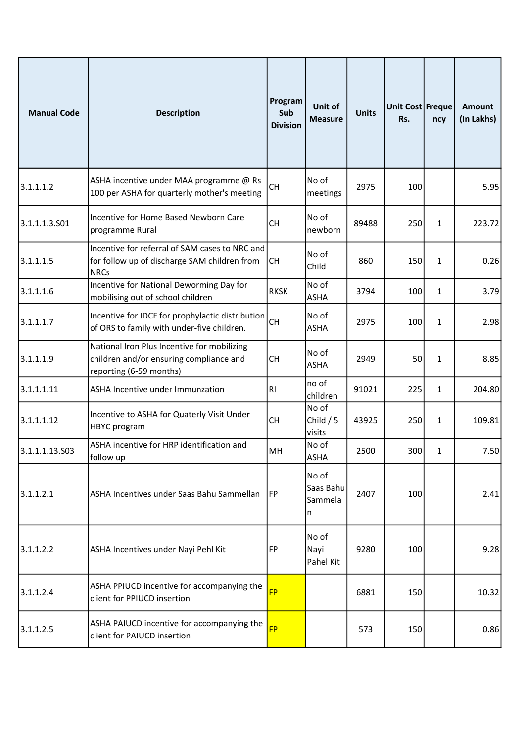| Manual Code | Description | Program Sub Division | Unit of Measure | Units | Unit Cost Rs. | Frequency | Amount (In Lakhs) |
|---|---|---|---|---|---|---|---|
| 3.1.1.1.2 | ASHA incentive under MAA programme @ Rs 100 per ASHA for quarterly mother's meeting | CH | No of meetings | 2975 | 100 | | 5.95 |
| 3.1.1.1.3.S01 | Incentive for Home Based Newborn Care programme Rural | CH | No of newborn | 89488 | 250 | 1 | 223.72 |
| 3.1.1.1.5 | Incentive for referral of SAM cases to NRC and for follow up of discharge SAM children from NRCs | CH | No of Child | 860 | 150 | 1 | 0.26 |
| 3.1.1.1.6 | Incentive for National Deworming Day for mobilising out of school children | RKSK | No of ASHA | 3794 | 100 | 1 | 3.79 |
| 3.1.1.1.7 | Incentive for IDCF for prophylactic distribution of ORS to family with under-five children. | CH | No of ASHA | 2975 | 100 | 1 | 2.98 |
| 3.1.1.1.9 | National Iron Plus Incentive for mobilizing children and/or ensuring compliance and reporting (6-59 months) | CH | No of ASHA | 2949 | 50 | 1 | 8.85 |
| 3.1.1.1.11 | ASHA Incentive under Immunzation | RI | no of children | 91021 | 225 | 1 | 204.80 |
| 3.1.1.1.12 | Incentive to ASHA for Quaterly Visit Under HBYC program | CH | No of Child / 5 visits | 43925 | 250 | 1 | 109.81 |
| 3.1.1.1.13.S03 | ASHA incentive for HRP identification and follow up | MH | No of ASHA | 2500 | 300 | 1 | 7.50 |
| 3.1.1.2.1 | ASHA Incentives under Saas Bahu Sammellan | FP | No of Saas Bahu Sammelan | 2407 | 100 | | 2.41 |
| 3.1.1.2.2 | ASHA Incentives under Nayi Pehl Kit | FP | No of Nayi Pahel Kit | 9280 | 100 | | 9.28 |
| 3.1.1.2.4 | ASHA PPIUCD incentive for accompanying the client for PPIUCD insertion | FP | | 6881 | 150 | | 10.32 |
| 3.1.1.2.5 | ASHA PAIUCD incentive for accompanying the client for PAIUCD insertion | FP | | 573 | 150 | | 0.86 |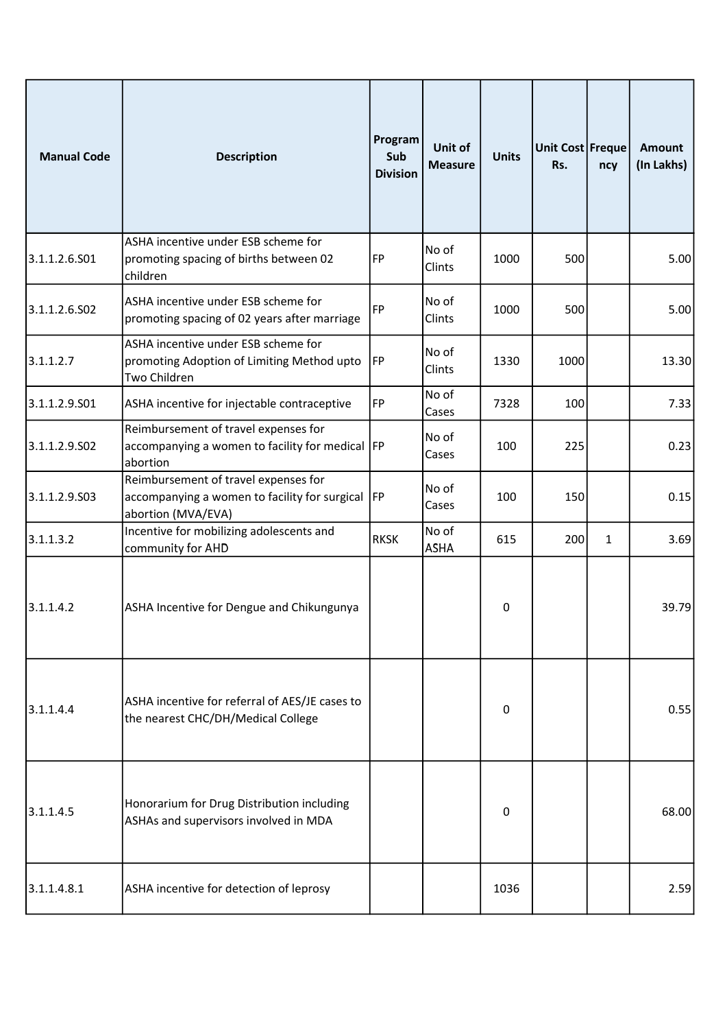| Manual Code | Description | Program Sub Division | Unit of Measure | Units | Unit Cost Rs. | Frequency | Amount (In Lakhs) |
|---|---|---|---|---|---|---|---|
| 3.1.1.2.6.S01 | ASHA incentive under ESB scheme for promoting spacing of births between 02 children | FP | No of Clints | 1000 | 500 | | 5.00 |
| 3.1.1.2.6.S02 | ASHA incentive under ESB scheme for promoting spacing of 02 years after marriage | FP | No of Clints | 1000 | 500 | | 5.00 |
| 3.1.1.2.7 | ASHA incentive under ESB scheme for promoting Adoption of Limiting Method upto Two Children | FP | No of Clints | 1330 | 1000 | | 13.30 |
| 3.1.1.2.9.S01 | ASHA incentive for injectable contraceptive | FP | No of Cases | 7328 | 100 | | 7.33 |
| 3.1.1.2.9.S02 | Reimbursement of travel expenses for accompanying a women to facility for medical abortion | FP | No of Cases | 100 | 225 | | 0.23 |
| 3.1.1.2.9.S03 | Reimbursement of travel expenses for accompanying a women to facility for surgical abortion (MVA/EVA) | FP | No of Cases | 100 | 150 | | 0.15 |
| 3.1.1.3.2 | Incentive for mobilizing adolescents and community for AHD | RKSK | No of ASHA | 615 | 200 | 1 | 3.69 |
| 3.1.1.4.2 | ASHA Incentive for Dengue and Chikungunya | | | 0 | | | 39.79 |
| 3.1.1.4.4 | ASHA incentive for referral of AES/JE cases to the nearest CHC/DH/Medical College | | | 0 | | | 0.55 |
| 3.1.1.4.5 | Honorarium for Drug Distribution including ASHAs and supervisors involved in MDA | | | 0 | | | 68.00 |
| 3.1.1.4.8.1 | ASHA incentive for detection of leprosy | | | 1036 | | | 2.59 |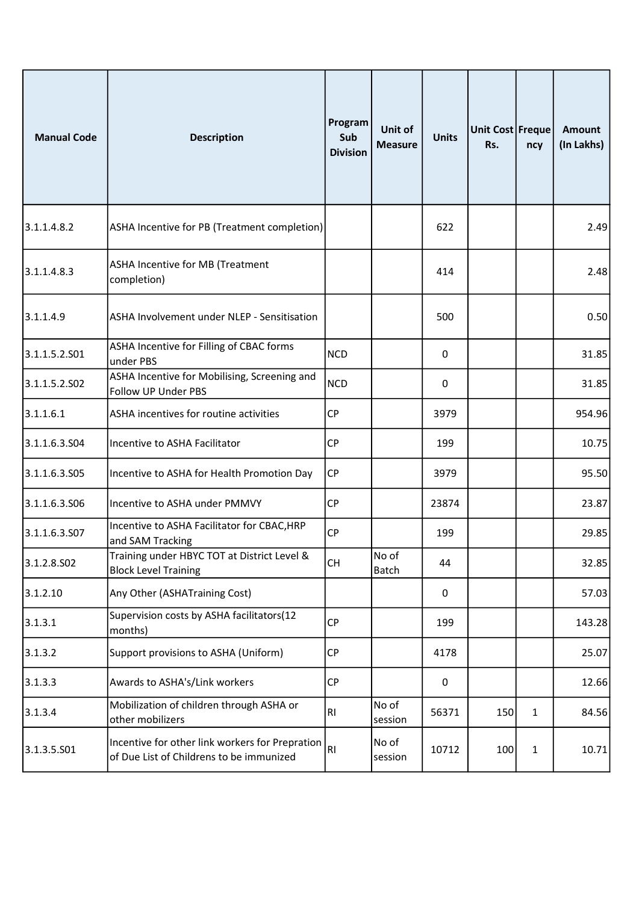| Manual Code | Description | Program Sub Division | Unit of Measure | Units | Unit Cost Rs. | Frequency | Amount (In Lakhs) |
|---|---|---|---|---|---|---|---|
| 3.1.1.4.8.2 | ASHA Incentive for PB (Treatment completion) | | | 622 | | | 2.49 |
| 3.1.1.4.8.3 | ASHA Incentive for MB (Treatment completion) | | | 414 | | | 2.48 |
| 3.1.1.4.9 | ASHA Involvement under NLEP - Sensitisation | | | 500 | | | 0.50 |
| 3.1.1.5.2.S01 | ASHA Incentive for Filling of CBAC forms under PBS | NCD | | 0 | | | 31.85 |
| 3.1.1.5.2.S02 | ASHA Incentive for Mobilising, Screening and Follow UP Under PBS | NCD | | 0 | | | 31.85 |
| 3.1.1.6.1 | ASHA incentives for routine activities | CP | | 3979 | | | 954.96 |
| 3.1.1.6.3.S04 | Incentive to ASHA Facilitator | CP | | 199 | | | 10.75 |
| 3.1.1.6.3.S05 | Incentive to ASHA for Health Promotion Day | CP | | 3979 | | | 95.50 |
| 3.1.1.6.3.S06 | Incentive to ASHA under PMMVY | CP | | 23874 | | | 23.87 |
| 3.1.1.6.3.S07 | Incentive to ASHA Facilitator for CBAC,HRP and SAM Tracking | CP | | 199 | | | 29.85 |
| 3.1.2.8.S02 | Training under HBYC TOT at District Level & Block Level Training | CH | No of Batch | 44 | | | 32.85 |
| 3.1.2.10 | Any Other (ASHATraining Cost) | | | 0 | | | 57.03 |
| 3.1.3.1 | Supervision costs by ASHA facilitators(12 months) | CP | | 199 | | | 143.28 |
| 3.1.3.2 | Support provisions to ASHA (Uniform) | CP | | 4178 | | | 25.07 |
| 3.1.3.3 | Awards to ASHA's/Link workers | CP | | 0 | | | 12.66 |
| 3.1.3.4 | Mobilization of children through ASHA or other mobilizers | RI | No of session | 56371 | 150 | 1 | 84.56 |
| 3.1.3.5.S01 | Incentive for other link workers for Prepration of Due List of Childrens to be immunized | RI | No of session | 10712 | 100 | 1 | 10.71 |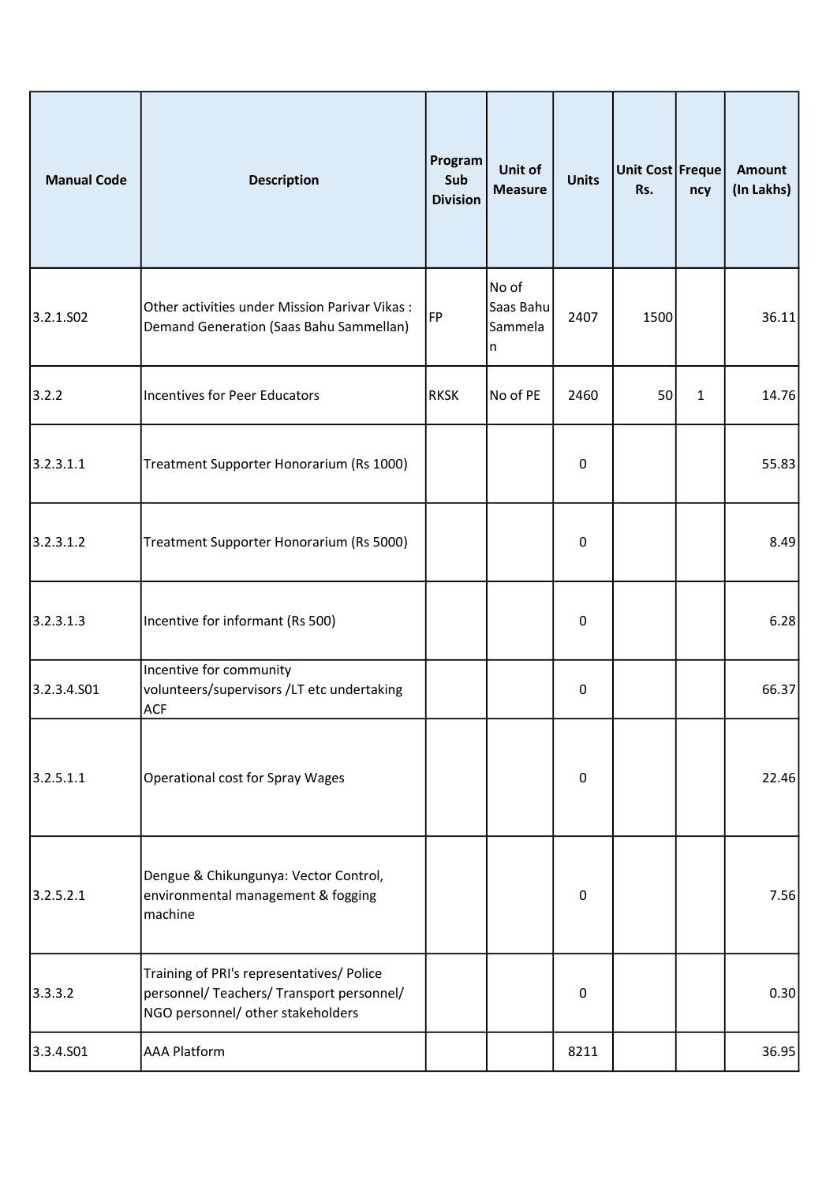| Manual Code | Description | Program Sub Division | Unit of Measure | Units | Unit Cost Rs. | Frequency | Amount (In Lakhs) |
|---|---|---|---|---|---|---|---|
| 3.2.1.S02 | Other activities under Mission Parivar Vikas : Demand Generation (Saas Bahu Sammellan) | FP | No of Saas Bahu Sammelan | 2407 | 1500 | | 36.11 |
| 3.2.2 | Incentives for Peer Educators | RKSK | No of PE | 2460 | 50 | 1 | 14.76 |
| 3.2.3.1.1 | Treatment Supporter Honorarium (Rs 1000) | | | 0 | | | 55.83 |
| 3.2.3.1.2 | Treatment Supporter Honorarium (Rs 5000) | | | 0 | | | 8.49 |
| 3.2.3.1.3 | Incentive for informant (Rs 500) | | | 0 | | | 6.28 |
| 3.2.3.4.S01 | Incentive for community volunteers/supervisors /LT etc undertaking ACF | | | 0 | | | 66.37 |
| 3.2.5.1.1 | Operational cost for Spray Wages | | | 0 | | | 22.46 |
| 3.2.5.2.1 | Dengue & Chikungunya: Vector Control, environmental management & fogging machine | | | 0 | | | 7.56 |
| 3.3.3.2 | Training of PRI's representatives/ Police personnel/ Teachers/ Transport personnel/ NGO personnel/ other stakeholders | | | 0 | | | 0.30 |
| 3.3.4.S01 | AAA Platform | | | 8211 | | | 36.95 |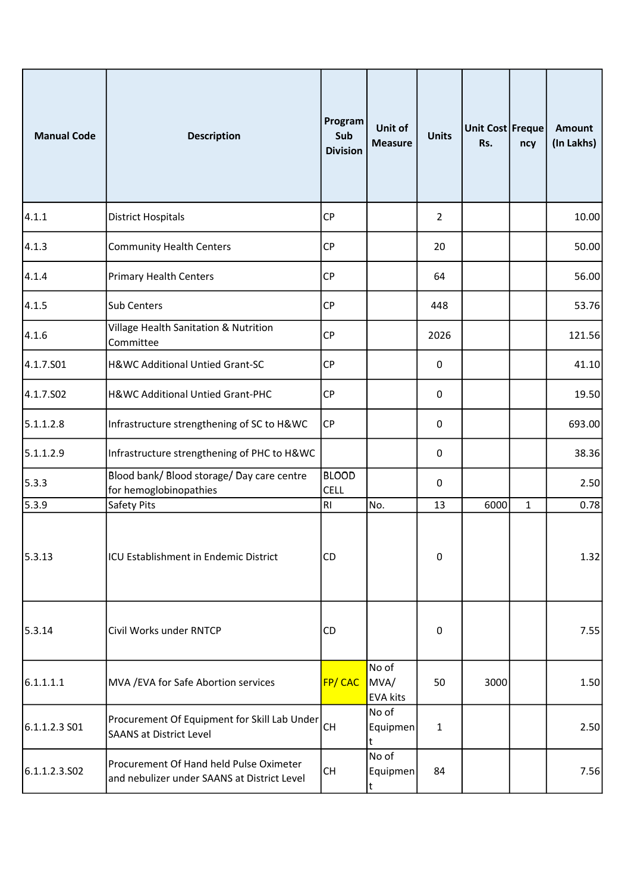| Manual Code | Description | Program Sub Division | Unit of Measure | Units | Unit Cost Rs. | Frequency | Amount (In Lakhs) |
|---|---|---|---|---|---|---|---|
| 4.1.1 | District Hospitals | CP | | 2 | | | 10.00 |
| 4.1.3 | Community Health Centers | CP | | 20 | | | 50.00 |
| 4.1.4 | Primary Health Centers | CP | | 64 | | | 56.00 |
| 4.1.5 | Sub Centers | CP | | 448 | | | 53.76 |
| 4.1.6 | Village Health Sanitation & Nutrition Committee | CP | | 2026 | | | 121.56 |
| 4.1.7.S01 | H&WC Additional Untied Grant-SC | CP | | 0 | | | 41.10 |
| 4.1.7.S02 | H&WC Additional Untied Grant-PHC | CP | | 0 | | | 19.50 |
| 5.1.1.2.8 | Infrastructure strengthening of SC to H&WC | CP | | 0 | | | 693.00 |
| 5.1.1.2.9 | Infrastructure strengthening of PHC to H&WC | | | 0 | | | 38.36 |
| 5.3.3 | Blood bank/ Blood storage/ Day care centre for hemoglobinopathies | BLOOD CELL | | 0 | | | 2.50 |
| 5.3.9 | Safety Pits | RI | No. | 13 | 6000 | 1 | 0.78 |
| 5.3.13 | ICU Establishment in Endemic District | CD | | 0 | | | 1.32 |
| 5.3.14 | Civil Works under RNTCP | CD | | 0 | | | 7.55 |
| 6.1.1.1.1 | MVA /EVA for Safe Abortion services | FP/ CAC | No of MVA/ EVA kits | 50 | 3000 | | 1.50 |
| 6.1.1.2.3 S01 | Procurement Of Equipment for Skill Lab Under SAANS at District Level | CH | No of Equipment | 1 | | | 2.50 |
| 6.1.1.2.3.S02 | Procurement Of Hand held Pulse Oximeter and nebulizer under SAANS at District Level | CH | No of Equipment | 84 | | | 7.56 |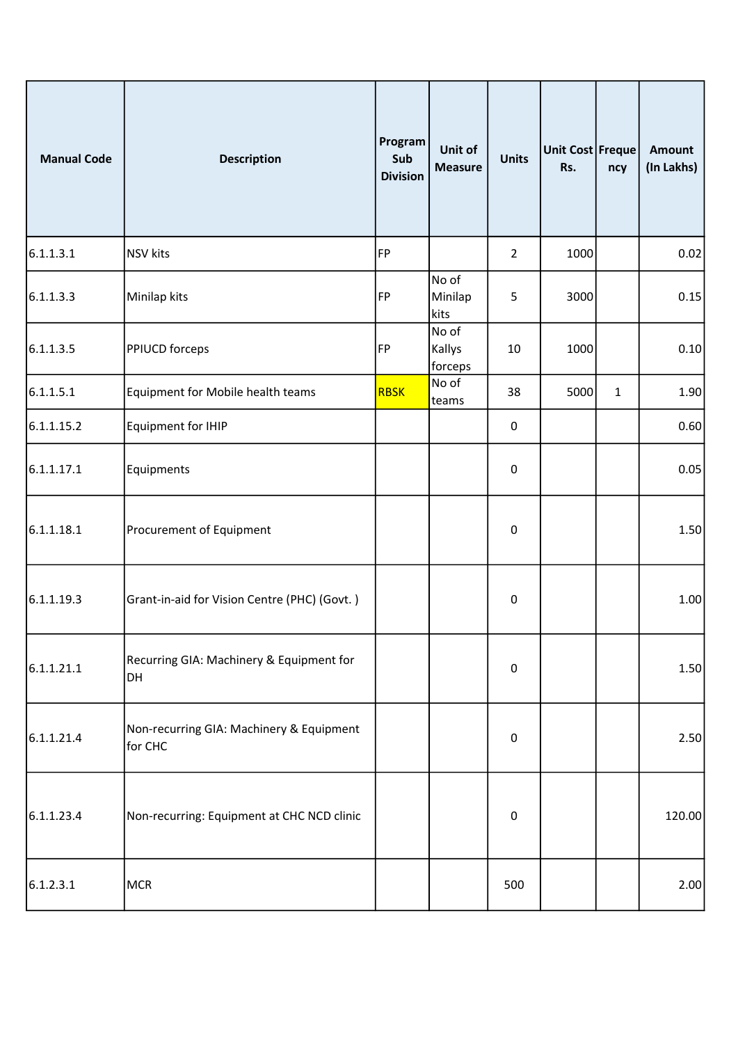| Manual Code | Description | Program Sub Division | Unit of Measure | Units | Unit Cost Rs. | Frequency | Amount (In Lakhs) |
|---|---|---|---|---|---|---|---|
| 6.1.1.3.1 | NSV kits | FP | | 2 | 1000 | | 0.02 |
| 6.1.1.3.3 | Minilap kits | FP | No of Minilap kits | 5 | 3000 | | 0.15 |
| 6.1.1.3.5 | PPIUCD forceps | FP | No of Kallys forceps | 10 | 1000 | | 0.10 |
| 6.1.1.5.1 | Equipment for Mobile health teams | RBSK | No of teams | 38 | 5000 | 1 | 1.90 |
| 6.1.1.15.2 | Equipment for IHIP | | | 0 | | | 0.60 |
| 6.1.1.17.1 | Equipments | | | 0 | | | 0.05 |
| 6.1.1.18.1 | Procurement of Equipment | | | 0 | | | 1.50 |
| 6.1.1.19.3 | Grant-in-aid for Vision Centre (PHC) (Govt. ) | | | 0 | | | 1.00 |
| 6.1.1.21.1 | Recurring GIA: Machinery & Equipment for DH | | | 0 | | | 1.50 |
| 6.1.1.21.4 | Non-recurring GIA: Machinery & Equipment for CHC | | | 0 | | | 2.50 |
| 6.1.1.23.4 | Non-recurring: Equipment at CHC NCD clinic | | | 0 | | | 120.00 |
| 6.1.2.3.1 | MCR | | | 500 | | | 2.00 |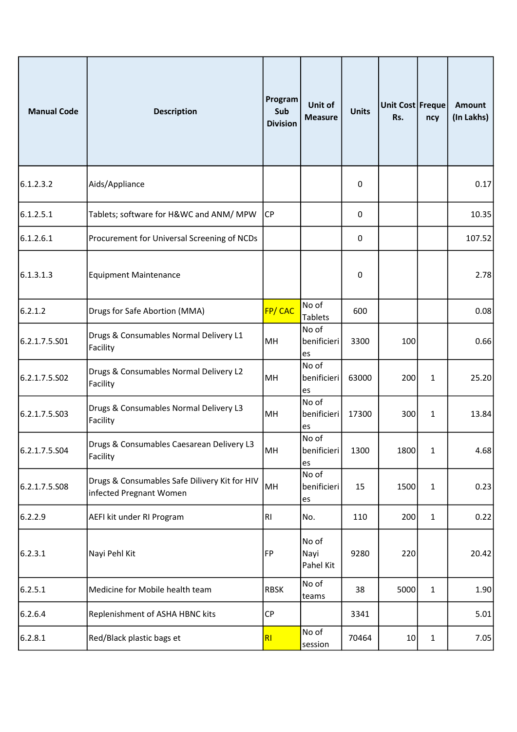| Manual Code | Description | Program Sub Division | Unit of Measure | Units | Unit Cost Rs. | Frequency | Amount (In Lakhs) |
|---|---|---|---|---|---|---|---|
| 6.1.2.3.2 | Aids/Appliance | | | 0 | | | 0.17 |
| 6.1.2.5.1 | Tablets; software for H&WC and ANM/ MPW | CP | | 0 | | | 10.35 |
| 6.1.2.6.1 | Procurement for Universal Screening of NCDs | | | 0 | | | 107.52 |
| 6.1.3.1.3 | Equipment Maintenance | | | 0 | | | 2.78 |
| 6.2.1.2 | Drugs for Safe Abortion (MMA) | FP/ CAC | No of Tablets | 600 | | | 0.08 |
| 6.2.1.7.5.S01 | Drugs & Consumables Normal Delivery L1 Facility | MH | No of benificieries | 3300 | 100 | | 0.66 |
| 6.2.1.7.5.S02 | Drugs & Consumables Normal Delivery L2 Facility | MH | No of benificieries | 63000 | 200 | 1 | 25.20 |
| 6.2.1.7.5.S03 | Drugs & Consumables Normal Delivery L3 Facility | MH | No of benificieries | 17300 | 300 | 1 | 13.84 |
| 6.2.1.7.5.S04 | Drugs & Consumables Caesarean Delivery L3 Facility | MH | No of benificieries | 1300 | 1800 | 1 | 4.68 |
| 6.2.1.7.5.S08 | Drugs & Consumables Safe Dilivery Kit for HIV infected Pregnant Women | MH | No of benificieries | 15 | 1500 | 1 | 0.23 |
| 6.2.2.9 | AEFI kit under RI Program | RI | No. | 110 | 200 | 1 | 0.22 |
| 6.2.3.1 | Nayi Pehl Kit | FP | No of Nayi Pahel Kit | 9280 | 220 | | 20.42 |
| 6.2.5.1 | Medicine for Mobile health team | RBSK | No of teams | 38 | 5000 | 1 | 1.90 |
| 6.2.6.4 | Replenishment of ASHA HBNC kits | CP | | 3341 | | | 5.01 |
| 6.2.8.1 | Red/Black plastic bags et | RI | No of session | 70464 | 10 | 1 | 7.05 |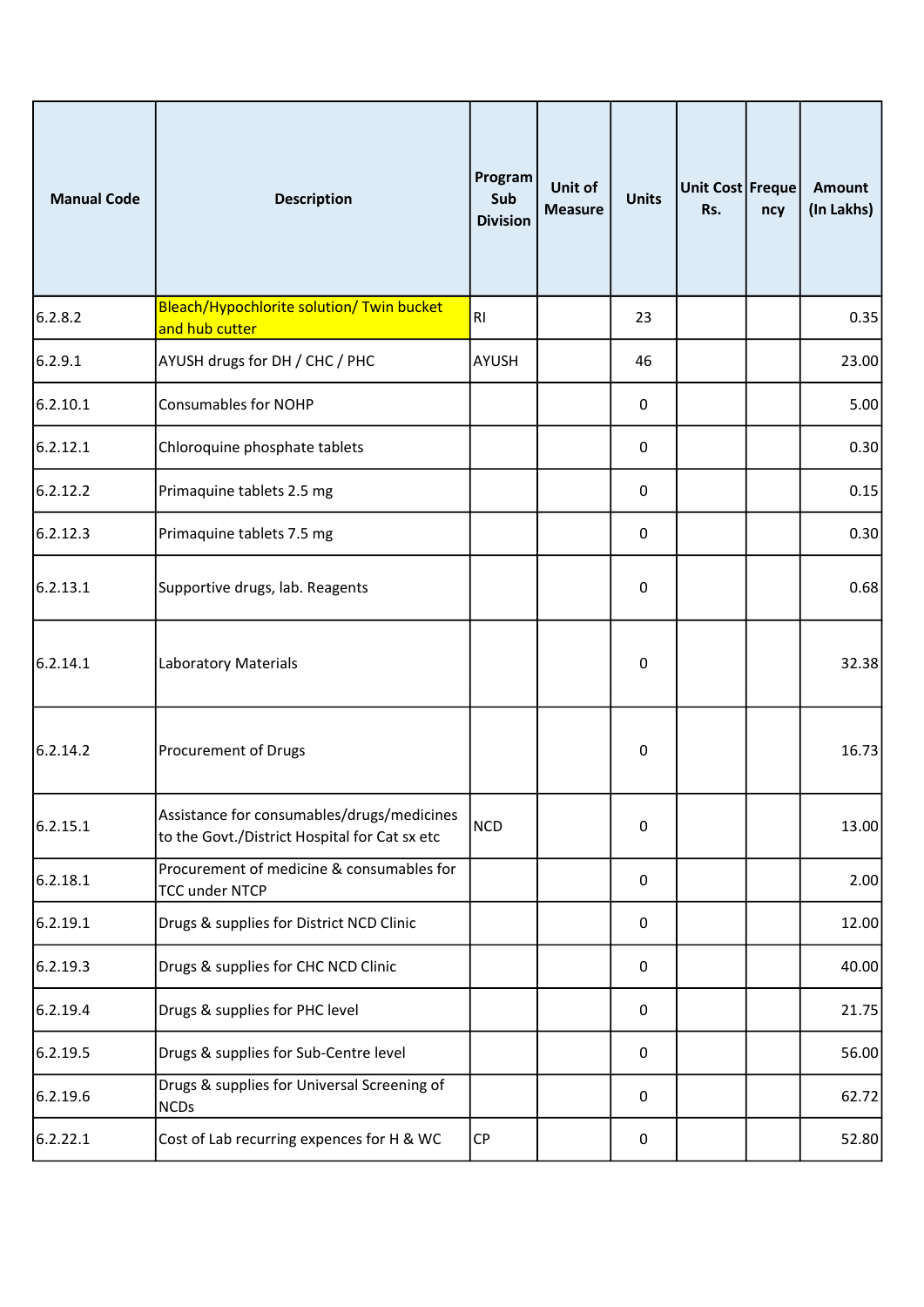| Manual Code | Description | Program Sub Division | Unit of Measure | Units | Unit Cost Rs. | Frequency | Amount (In Lakhs) |
|---|---|---|---|---|---|---|---|
| 6.2.8.2 | Bleach/Hypochlorite solution/ Twin bucket and hub cutter | RI | | 23 | | | 0.35 |
| 6.2.9.1 | AYUSH drugs for DH / CHC / PHC | AYUSH | | 46 | | | 23.00 |
| 6.2.10.1 | Consumables for NOHP | | | 0 | | | 5.00 |
| 6.2.12.1 | Chloroquine phosphate tablets | | | 0 | | | 0.30 |
| 6.2.12.2 | Primaquine tablets 2.5 mg | | | 0 | | | 0.15 |
| 6.2.12.3 | Primaquine tablets 7.5 mg | | | 0 | | | 0.30 |
| 6.2.13.1 | Supportive drugs, lab. Reagents | | | 0 | | | 0.68 |
| 6.2.14.1 | Laboratory Materials | | | 0 | | | 32.38 |
| 6.2.14.2 | Procurement of Drugs | | | 0 | | | 16.73 |
| 6.2.15.1 | Assistance for consumables/drugs/medicines to the Govt./District Hospital for Cat sx etc | NCD | | 0 | | | 13.00 |
| 6.2.18.1 | Procurement of medicine & consumables for TCC under NTCP | | | 0 | | | 2.00 |
| 6.2.19.1 | Drugs & supplies for District NCD Clinic | | | 0 | | | 12.00 |
| 6.2.19.3 | Drugs & supplies for CHC NCD Clinic | | | 0 | | | 40.00 |
| 6.2.19.4 | Drugs & supplies for PHC level | | | 0 | | | 21.75 |
| 6.2.19.5 | Drugs & supplies for Sub-Centre level | | | 0 | | | 56.00 |
| 6.2.19.6 | Drugs & supplies for Universal Screening of NCDs | | | 0 | | | 62.72 |
| 6.2.22.1 | Cost of Lab recurring expences for H & WC | CP | | 0 | | | 52.80 |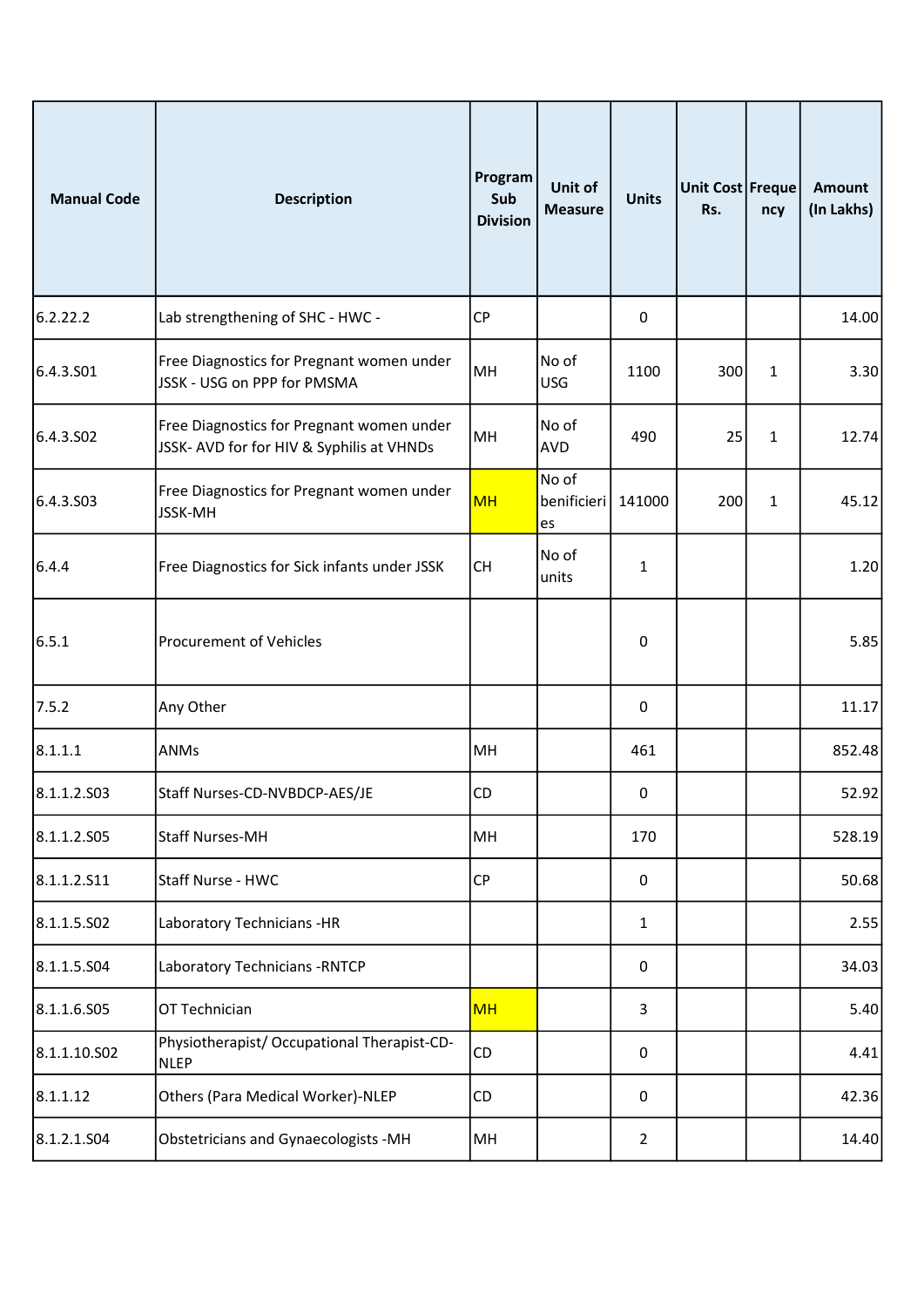| Manual Code | Description | Program Sub Division | Unit of Measure | Units | Unit Cost Rs. | Frequency | Amount (In Lakhs) |
|---|---|---|---|---|---|---|---|
| 6.2.22.2 | Lab strengthening of SHC - HWC - | CP | | 0 | | | 14.00 |
| 6.4.3.S01 | Free Diagnostics for Pregnant women under JSSK - USG on PPP for PMSMA | MH | No of USG | 1100 | 300 | 1 | 3.30 |
| 6.4.3.S02 | Free Diagnostics for Pregnant women under JSSK- AVD for for HIV & Syphilis at VHNDs | MH | No of AVD | 490 | 25 | 1 | 12.74 |
| 6.4.3.S03 | Free Diagnostics for Pregnant women under JSSK-MH | MH | No of benificieries | 141000 | 200 | 1 | 45.12 |
| 6.4.4 | Free Diagnostics for Sick infants under JSSK | CH | No of units | 1 | | | 1.20 |
| 6.5.1 | Procurement of Vehicles | | | 0 | | | 5.85 |
| 7.5.2 | Any Other | | | 0 | | | 11.17 |
| 8.1.1.1 | ANMs | MH | | 461 | | | 852.48 |
| 8.1.1.2.S03 | Staff Nurses-CD-NVBDCP-AES/JE | CD | | 0 | | | 52.92 |
| 8.1.1.2.S05 | Staff Nurses-MH | MH | | 170 | | | 528.19 |
| 8.1.1.2.S11 | Staff Nurse - HWC | CP | | 0 | | | 50.68 |
| 8.1.1.5.S02 | Laboratory Technicians -HR | | | 1 | | | 2.55 |
| 8.1.1.5.S04 | Laboratory Technicians -RNTCP | | | 0 | | | 34.03 |
| 8.1.1.6.S05 | OT Technician | MH | | 3 | | | 5.40 |
| 8.1.1.10.S02 | Physiotherapist/ Occupational Therapist-CD-NLEP | CD | | 0 | | | 4.41 |
| 8.1.1.12 | Others (Para Medical Worker)-NLEP | CD | | 0 | | | 42.36 |
| 8.1.2.1.S04 | Obstetricians and Gynaecologists -MH | MH | | 2 | | | 14.40 |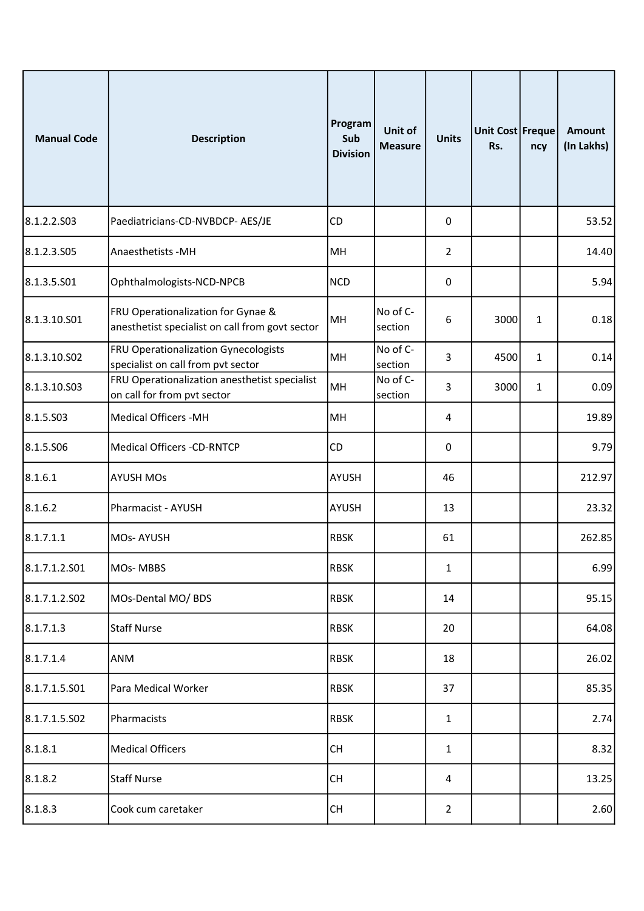| Manual Code | Description | Program Sub Division | Unit of Measure | Units | Unit Cost Rs. | Frequency | Amount (In Lakhs) |
|---|---|---|---|---|---|---|---|
| 8.1.2.2.S03 | Paediatricians-CD-NVBDCP- AES/JE | CD | | 0 | | | 53.52 |
| 8.1.2.3.S05 | Anaesthetists -MH | MH | | 2 | | | 14.40 |
| 8.1.3.5.S01 | Ophthalmologists-NCD-NPCB | NCD | | 0 | | | 5.94 |
| 8.1.3.10.S01 | FRU Operationalization for Gynae & anesthetist specialist on call from govt sector | MH | No of C-section | 6 | 3000 | 1 | 0.18 |
| 8.1.3.10.S02 | FRU Operationalization Gynecologists specialist on call from pvt sector | MH | No of C-section | 3 | 4500 | 1 | 0.14 |
| 8.1.3.10.S03 | FRU Operationalization anesthetist specialist on call for from pvt sector | MH | No of C-section | 3 | 3000 | 1 | 0.09 |
| 8.1.5.S03 | Medical Officers -MH | MH | | 4 | | | 19.89 |
| 8.1.5.S06 | Medical Officers -CD-RNTCP | CD | | 0 | | | 9.79 |
| 8.1.6.1 | AYUSH MOs | AYUSH | | 46 | | | 212.97 |
| 8.1.6.2 | Pharmacist - AYUSH | AYUSH | | 13 | | | 23.32 |
| 8.1.7.1.1 | MOs- AYUSH | RBSK | | 61 | | | 262.85 |
| 8.1.7.1.2.S01 | MOs- MBBS | RBSK | | 1 | | | 6.99 |
| 8.1.7.1.2.S02 | MOs-Dental MO/ BDS | RBSK | | 14 | | | 95.15 |
| 8.1.7.1.3 | Staff Nurse | RBSK | | 20 | | | 64.08 |
| 8.1.7.1.4 | ANM | RBSK | | 18 | | | 26.02 |
| 8.1.7.1.5.S01 | Para Medical Worker | RBSK | | 37 | | | 85.35 |
| 8.1.7.1.5.S02 | Pharmacists | RBSK | | 1 | | | 2.74 |
| 8.1.8.1 | Medical Officers | CH | | 1 | | | 8.32 |
| 8.1.8.2 | Staff Nurse | CH | | 4 | | | 13.25 |
| 8.1.8.3 | Cook cum caretaker | CH | | 2 | | | 2.60 |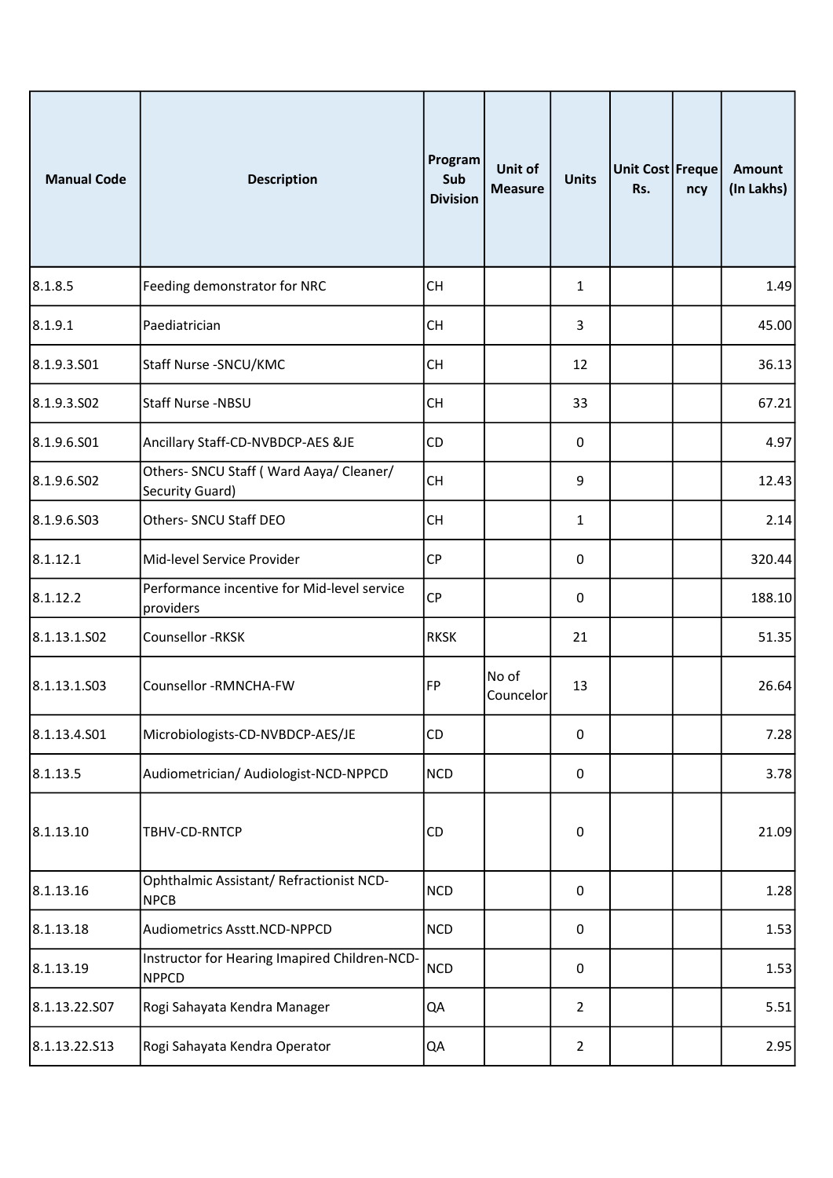| Manual Code | Description | Program Sub Division | Unit of Measure | Units | Unit Cost Rs. | Frequency | Amount (In Lakhs) |
|---|---|---|---|---|---|---|---|
| 8.1.8.5 | Feeding demonstrator for NRC | CH | | 1 | | | 1.49 |
| 8.1.9.1 | Paediatrician | CH | | 3 | | | 45.00 |
| 8.1.9.3.S01 | Staff Nurse -SNCU/KMC | CH | | 12 | | | 36.13 |
| 8.1.9.3.S02 | Staff Nurse -NBSU | CH | | 33 | | | 67.21 |
| 8.1.9.6.S01 | Ancillary Staff-CD-NVBDCP-AES &JE | CD | | 0 | | | 4.97 |
| 8.1.9.6.S02 | Others- SNCU Staff ( Ward Aaya/ Cleaner/ Security Guard) | CH | | 9 | | | 12.43 |
| 8.1.9.6.S03 | Others- SNCU Staff DEO | CH | | 1 | | | 2.14 |
| 8.1.12.1 | Mid-level Service Provider | CP | | 0 | | | 320.44 |
| 8.1.12.2 | Performance incentive for Mid-level service providers | CP | | 0 | | | 188.10 |
| 8.1.13.1.S02 | Counsellor -RKSK | RKSK | | 21 | | | 51.35 |
| 8.1.13.1.S03 | Counsellor -RMNCHA-FW | FP | No of Councelor | 13 | | | 26.64 |
| 8.1.13.4.S01 | Microbiologists-CD-NVBDCP-AES/JE | CD | | 0 | | | 7.28 |
| 8.1.13.5 | Audiometrician/ Audiologist-NCD-NPPCD | NCD | | 0 | | | 3.78 |
| 8.1.13.10 | TBHV-CD-RNTCP | CD | | 0 | | | 21.09 |
| 8.1.13.16 | Ophthalmic Assistant/ Refractionist NCD-NPCB | NCD | | 0 | | | 1.28 |
| 8.1.13.18 | Audiometrics Asstt.NCD-NPPCD | NCD | | 0 | | | 1.53 |
| 8.1.13.19 | Instructor for Hearing Imapired Children-NCD-NPPCD | NCD | | 0 | | | 1.53 |
| 8.1.13.22.S07 | Rogi Sahayata Kendra Manager | QA | | 2 | | | 5.51 |
| 8.1.13.22.S13 | Rogi Sahayata Kendra Operator | QA | | 2 | | | 2.95 |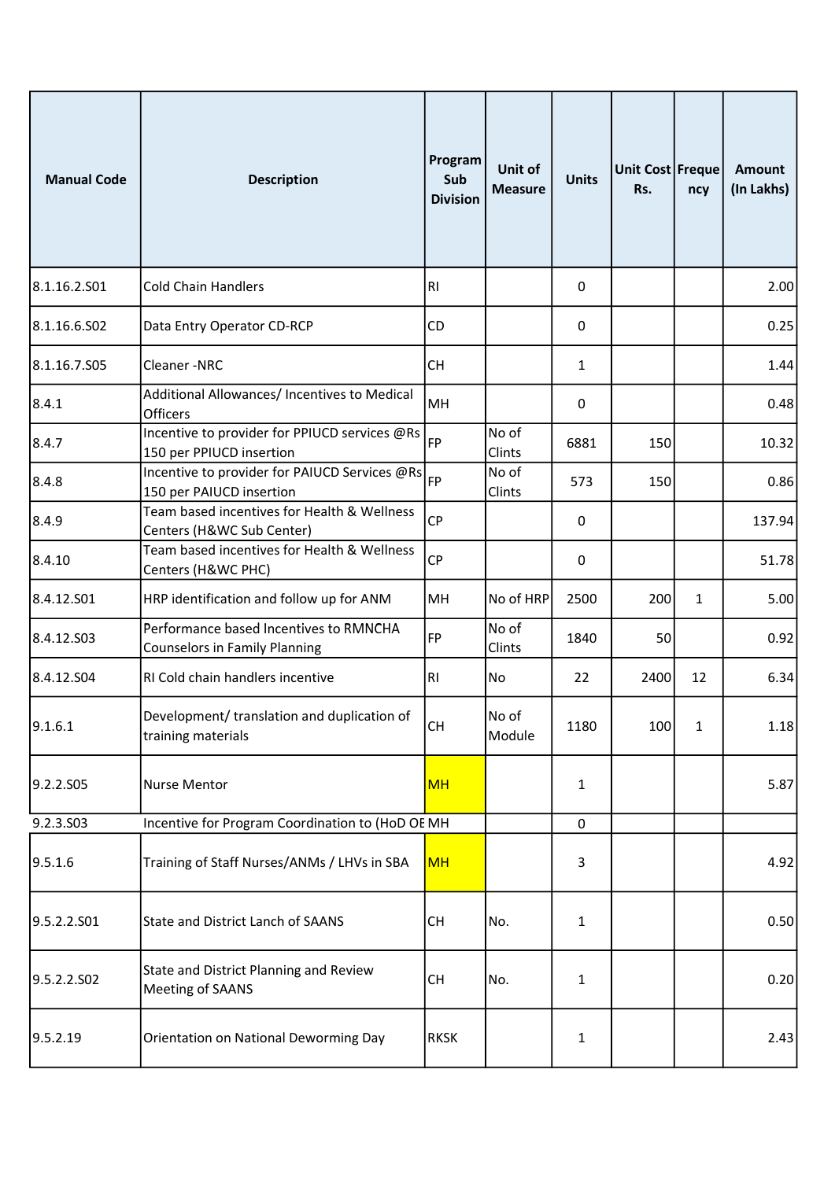| Manual Code | Description | Program Sub Division | Unit of Measure | Units | Unit Cost Rs. | Frequency | Amount (In Lakhs) |
|---|---|---|---|---|---|---|---|
| 8.1.16.2.S01 | Cold Chain Handlers | RI | | 0 | | | 2.00 |
| 8.1.16.6.S02 | Data Entry Operator CD-RCP | CD | | 0 | | | 0.25 |
| 8.1.16.7.S05 | Cleaner -NRC | CH | | 1 | | | 1.44 |
| 8.4.1 | Additional Allowances/ Incentives to Medical Officers | MH | | 0 | | | 0.48 |
| 8.4.7 | Incentive to provider for PPIUCD services @Rs 150 per PPIUCD insertion | FP | No of Clints | 6881 | 150 | | 10.32 |
| 8.4.8 | Incentive to provider for PAIUCD Services @Rs 150 per PAIUCD insertion | FP | No of Clints | 573 | 150 | | 0.86 |
| 8.4.9 | Team based incentives for Health & Wellness Centers (H&WC Sub Center) | CP | | 0 | | | 137.94 |
| 8.4.10 | Team based incentives for Health & Wellness Centers (H&WC PHC) | CP | | 0 | | | 51.78 |
| 8.4.12.S01 | HRP identification and follow up for ANM | MH | No of HRP | 2500 | 200 | 1 | 5.00 |
| 8.4.12.S03 | Performance based Incentives to RMNCHA Counselors in Family Planning | FP | No of Clints | 1840 | 50 | | 0.92 |
| 8.4.12.S04 | RI Cold chain handlers incentive | RI | No | 22 | 2400 | 12 | 6.34 |
| 9.1.6.1 | Development/ translation and duplication of training materials | CH | No of Module | 1180 | 100 | 1 | 1.18 |
| 9.2.2.S05 | Nurse Mentor | MH | | 1 | | | 5.87 |
| 9.2.3.S03 | Incentive for Program Coordination to (HoD OE | MH | | 0 | | | |
| 9.5.1.6 | Training of Staff Nurses/ANMs / LHVs in SBA | MH | | 3 | | | 4.92 |
| 9.5.2.2.S01 | State and District Lanch of SAANS | CH | No. | 1 | | | 0.50 |
| 9.5.2.2.S02 | State and District Planning and Review Meeting of SAANS | CH | No. | 1 | | | 0.20 |
| 9.5.2.19 | Orientation on National Deworming Day | RKSK | | 1 | | | 2.43 |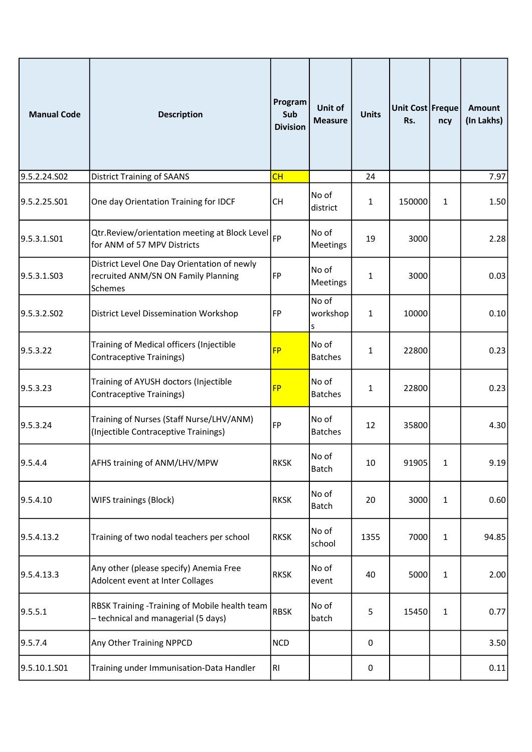| Manual Code | Description | Program Sub Division | Unit of Measure | Units | Unit Cost Rs. | Frequency | Amount (In Lakhs) |
|---|---|---|---|---|---|---|---|
| 9.5.2.24.S02 | District Training of SAANS | CH | | 24 | | | 7.97 |
| 9.5.2.25.S01 | One day Orientation Training for IDCF | CH | No of district | 1 | 150000 | 1 | 1.50 |
| 9.5.3.1.S01 | Qtr.Review/orientation meeting at Block Level for ANM of 57 MPV Districts | FP | No of Meetings | 19 | 3000 | | 2.28 |
| 9.5.3.1.S03 | District Level One Day Orientation of newly recruited ANM/SN ON Family Planning Schemes | FP | No of Meetings | 1 | 3000 | | 0.03 |
| 9.5.3.2.S02 | District Level Dissemination Workshop | FP | No of workshops | 1 | 10000 | | 0.10 |
| 9.5.3.22 | Training of Medical officers (Injectible Contraceptive Trainings) | FP | No of Batches | 1 | 22800 | | 0.23 |
| 9.5.3.23 | Training of AYUSH doctors (Injectible Contraceptive Trainings) | FP | No of Batches | 1 | 22800 | | 0.23 |
| 9.5.3.24 | Training of Nurses (Staff Nurse/LHV/ANM) (Injectible Contraceptive Trainings) | FP | No of Batches | 12 | 35800 | | 4.30 |
| 9.5.4.4 | AFHS training of ANM/LHV/MPW | RKSK | No of Batch | 10 | 91905 | 1 | 9.19 |
| 9.5.4.10 | WIFS trainings (Block) | RKSK | No of Batch | 20 | 3000 | 1 | 0.60 |
| 9.5.4.13.2 | Training of two nodal teachers per school | RKSK | No of school | 1355 | 7000 | 1 | 94.85 |
| 9.5.4.13.3 | Any other (please specify) Anemia Free Adolcent event at Inter Collages | RKSK | No of event | 40 | 5000 | 1 | 2.00 |
| 9.5.5.1 | RBSK Training -Training of Mobile health team – technical and managerial (5 days) | RBSK | No of batch | 5 | 15450 | 1 | 0.77 |
| 9.5.7.4 | Any Other Training NPPCD | NCD | | 0 | | | 3.50 |
| 9.5.10.1.S01 | Training under Immunisation-Data Handler | RI | | 0 | | | 0.11 |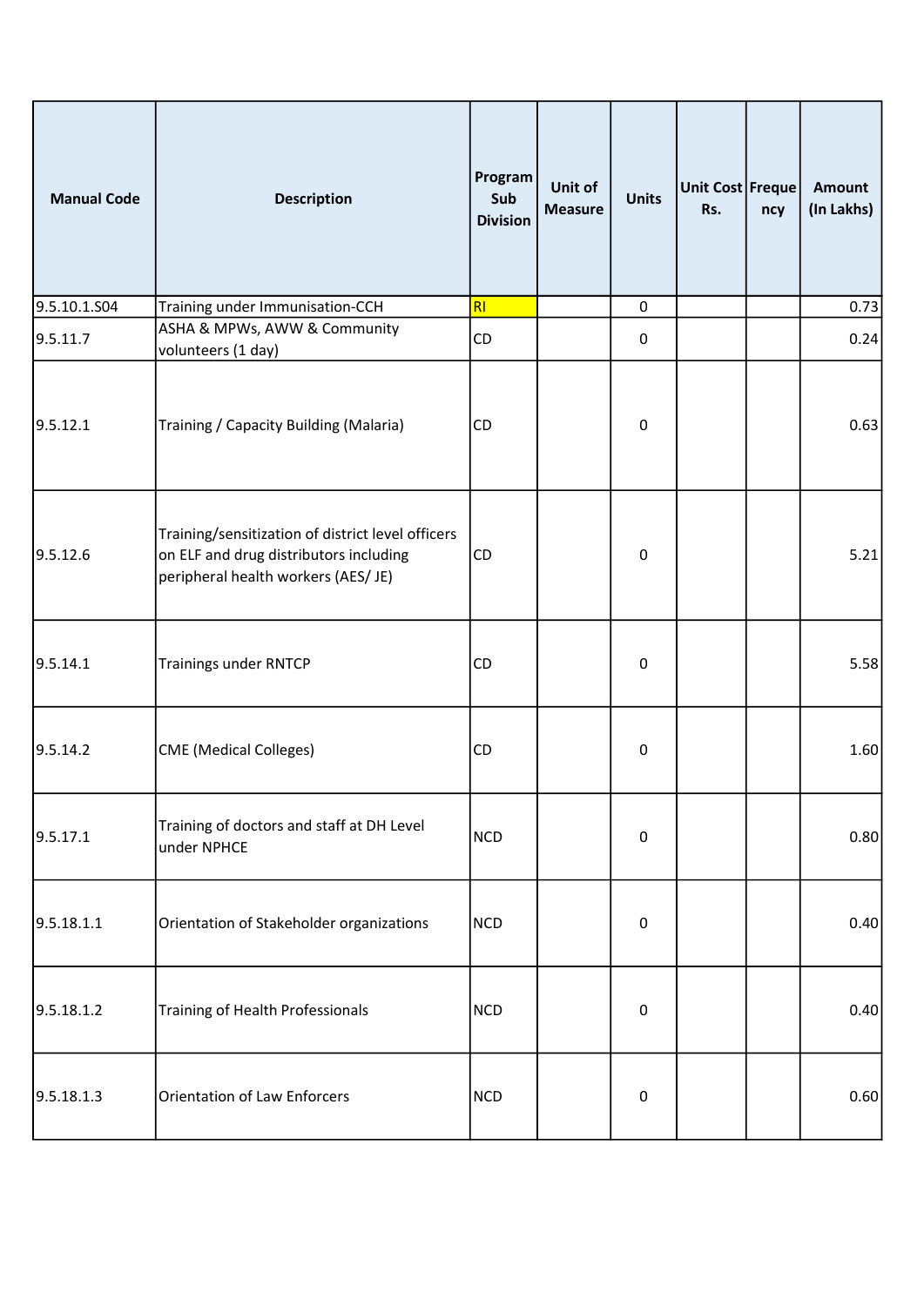| Manual Code | Description | Program Sub Division | Unit of Measure | Units | Unit Cost Rs. | Frequency | Amount (In Lakhs) |
|---|---|---|---|---|---|---|---|
| 9.5.10.1.S04 | Training under Immunisation-CCH | RI | | 0 | | | 0.73 |
| 9.5.11.7 | ASHA & MPWs, AWW & Community volunteers (1 day) | CD | | 0 | | | 0.24 |
| 9.5.12.1 | Training / Capacity Building (Malaria) | CD | | 0 | | | 0.63 |
| 9.5.12.6 | Training/sensitization of district level officers on ELF and drug distributors including peripheral health workers (AES/ JE) | CD | | 0 | | | 5.21 |
| 9.5.14.1 | Trainings under RNTCP | CD | | 0 | | | 5.58 |
| 9.5.14.2 | CME (Medical Colleges) | CD | | 0 | | | 1.60 |
| 9.5.17.1 | Training of doctors and staff at DH Level under NPHCE | NCD | | 0 | | | 0.80 |
| 9.5.18.1.1 | Orientation of Stakeholder organizations | NCD | | 0 | | | 0.40 |
| 9.5.18.1.2 | Training of Health Professionals | NCD | | 0 | | | 0.40 |
| 9.5.18.1.3 | Orientation of Law Enforcers | NCD | | 0 | | | 0.60 |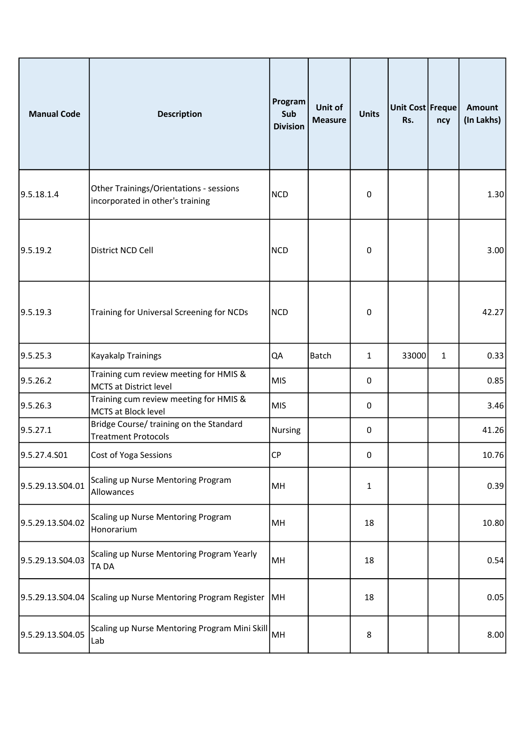| Manual Code | Description | Program Sub Division | Unit of Measure | Units | Unit Cost Rs. | Frequency | Amount (In Lakhs) |
|---|---|---|---|---|---|---|---|
| 9.5.18.1.4 | Other Trainings/Orientations - sessions incorporated in other's training | NCD | | 0 | | | 1.30 |
| 9.5.19.2 | District NCD Cell | NCD | | 0 | | | 3.00 |
| 9.5.19.3 | Training for Universal Screening for NCDs | NCD | | 0 | | | 42.27 |
| 9.5.25.3 | Kayakalp Trainings | QA | Batch | 1 | 33000 | 1 | 0.33 |
| 9.5.26.2 | Training cum review meeting for HMIS & MCTS at District level | MIS | | 0 | | | 0.85 |
| 9.5.26.3 | Training cum review meeting for HMIS & MCTS at Block level | MIS | | 0 | | | 3.46 |
| 9.5.27.1 | Bridge Course/ training on the Standard Treatment Protocols | Nursing | | 0 | | | 41.26 |
| 9.5.27.4.S01 | Cost of Yoga Sessions | CP | | 0 | | | 10.76 |
| 9.5.29.13.S04.01 | Scaling up Nurse Mentoring Program Allowances | MH | | 1 | | | 0.39 |
| 9.5.29.13.S04.02 | Scaling up Nurse Mentoring Program Honorarium | MH | | 18 | | | 10.80 |
| 9.5.29.13.S04.03 | Scaling up Nurse Mentoring Program Yearly TA DA | MH | | 18 | | | 0.54 |
| 9.5.29.13.S04.04 | Scaling up Nurse Mentoring Program Register | MH | | 18 | | | 0.05 |
| 9.5.29.13.S04.05 | Scaling up Nurse Mentoring Program Mini Skill Lab | MH | | 8 | | | 8.00 |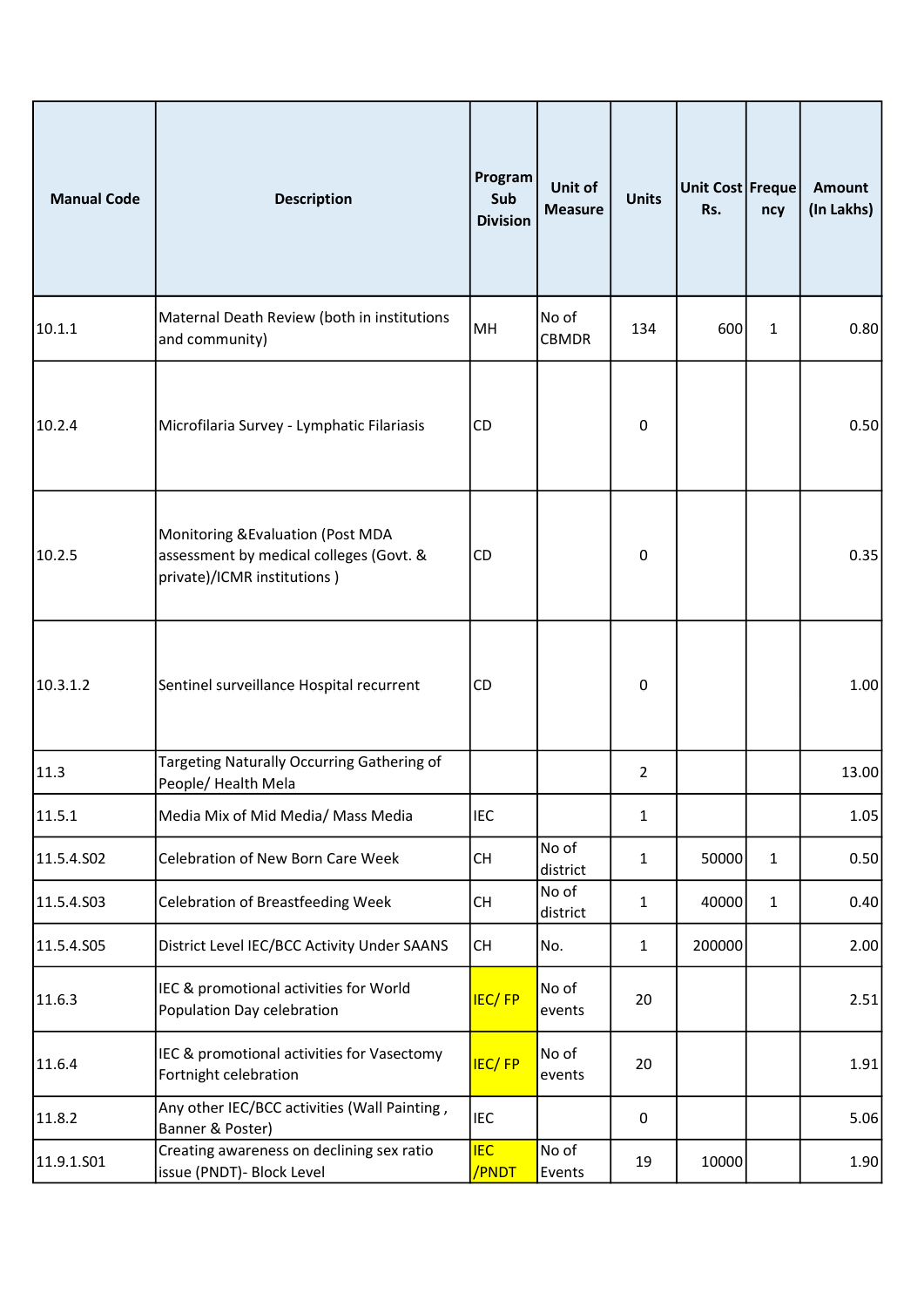| Manual Code | Description | Program Sub Division | Unit of Measure | Units | Unit Cost Rs. | Frequency | Amount (In Lakhs) |
|---|---|---|---|---|---|---|---|
| 10.1.1 | Maternal Death Review (both in institutions and community) | MH | No of CBMDR | 134 | 600 | 1 | 0.80 |
| 10.2.4 | Microfilaria Survey - Lymphatic Filariasis | CD | | 0 | | | 0.50 |
| 10.2.5 | Monitoring &Evaluation (Post MDA assessment by medical colleges (Govt. & private)/ICMR institutions ) | CD | | 0 | | | 0.35 |
| 10.3.1.2 | Sentinel surveillance Hospital recurrent | CD | | 0 | | | 1.00 |
| 11.3 | Targeting Naturally Occurring Gathering of People/ Health Mela | | | 2 | | | 13.00 |
| 11.5.1 | Media Mix of Mid Media/ Mass Media | IEC | | 1 | | | 1.05 |
| 11.5.4.S02 | Celebration of New Born Care Week | CH | No of district | 1 | 50000 | 1 | 0.50 |
| 11.5.4.S03 | Celebration of Breastfeeding Week | CH | No of district | 1 | 40000 | 1 | 0.40 |
| 11.5.4.S05 | District Level IEC/BCC Activity Under SAANS | CH | No. | 1 | 200000 | | 2.00 |
| 11.6.3 | IEC & promotional activities for World Population Day celebration | IEC/ FP | No of events | 20 | | | 2.51 |
| 11.6.4 | IEC & promotional activities for Vasectomy Fortnight celebration | IEC/ FP | No of events | 20 | | | 1.91 |
| 11.8.2 | Any other IEC/BCC activities (Wall Painting , Banner & Poster) | IEC | | 0 | | | 5.06 |
| 11.9.1.S01 | Creating awareness on declining sex ratio issue (PNDT)- Block Level | IEC /PNDT | No of Events | 19 | 10000 | | 1.90 |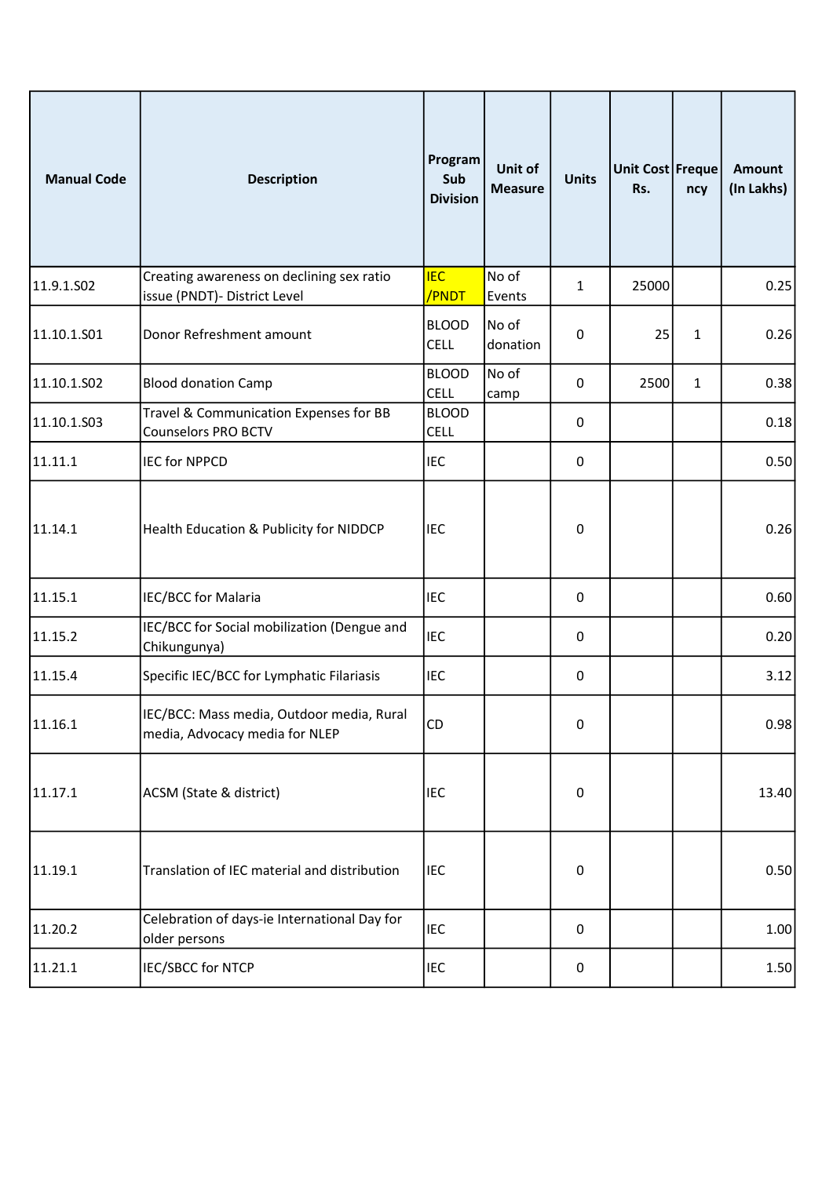| Manual Code | Description | Program Sub Division | Unit of Measure | Units | Unit Cost Rs. | Frequency | Amount (In Lakhs) |
|---|---|---|---|---|---|---|---|
| 11.9.1.S02 | Creating awareness on declining sex ratio issue (PNDT)- District Level | IEC /PNDT | No of Events | 1 | 25000 | | 0.25 |
| 11.10.1.S01 | Donor Refreshment amount | BLOOD CELL | No of donation | 0 | 25 | 1 | 0.26 |
| 11.10.1.S02 | Blood donation Camp | BLOOD CELL | No of camp | 0 | 2500 | 1 | 0.38 |
| 11.10.1.S03 | Travel & Communication Expenses for BB Counselors PRO BCTV | BLOOD CELL | | 0 | | | 0.18 |
| 11.11.1 | IEC for NPPCD | IEC | | 0 | | | 0.50 |
| 11.14.1 | Health Education & Publicity for NIDDCP | IEC | | 0 | | | 0.26 |
| 11.15.1 | IEC/BCC for Malaria | IEC | | 0 | | | 0.60 |
| 11.15.2 | IEC/BCC for Social mobilization (Dengue and Chikungunya) | IEC | | 0 | | | 0.20 |
| 11.15.4 | Specific IEC/BCC for Lymphatic Filariasis | IEC | | 0 | | | 3.12 |
| 11.16.1 | IEC/BCC: Mass media, Outdoor media, Rural media, Advocacy media for NLEP | CD | | 0 | | | 0.98 |
| 11.17.1 | ACSM (State & district) | IEC | | 0 | | | 13.40 |
| 11.19.1 | Translation of IEC material and distribution | IEC | | 0 | | | 0.50 |
| 11.20.2 | Celebration of days-ie International Day for older persons | IEC | | 0 | | | 1.00 |
| 11.21.1 | IEC/SBCC for NTCP | IEC | | 0 | | | 1.50 |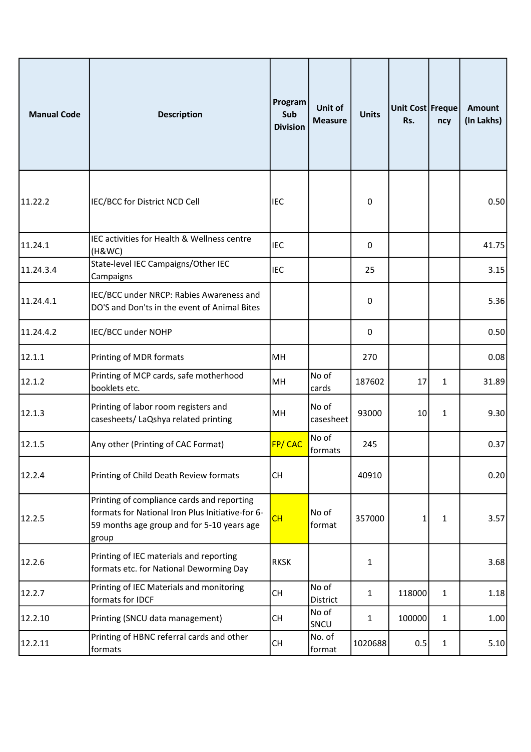| Manual Code | Description | Program Sub Division | Unit of Measure | Units | Unit Cost Rs. | Frequency | Amount (In Lakhs) |
|---|---|---|---|---|---|---|---|
| 11.22.2 | IEC/BCC for District NCD Cell | IEC | | 0 | | | 0.50 |
| 11.24.1 | IEC activities for Health & Wellness centre (H&WC) | IEC | | 0 | | | 41.75 |
| 11.24.3.4 | State-level IEC Campaigns/Other IEC Campaigns | IEC | | 25 | | | 3.15 |
| 11.24.4.1 | IEC/BCC under NRCP: Rabies Awareness and DO'S and Don'ts in the event of Animal Bites | | | 0 | | | 5.36 |
| 11.24.4.2 | IEC/BCC under NOHP | | | 0 | | | 0.50 |
| 12.1.1 | Printing of MDR formats | MH | | 270 | | | 0.08 |
| 12.1.2 | Printing of MCP cards, safe motherhood booklets etc. | MH | No of cards | 187602 | 17 | 1 | 31.89 |
| 12.1.3 | Printing of labor room registers and casesheets/ LaQshya related printing | MH | No of casesheet | 93000 | 10 | 1 | 9.30 |
| 12.1.5 | Any other (Printing of CAC Format) | FP/ CAC | No of formats | 245 | | | 0.37 |
| 12.2.4 | Printing of Child Death Review formats | CH | | 40910 | | | 0.20 |
| 12.2.5 | Printing of compliance cards and reporting formats for National Iron Plus Initiative-for 6-59 months age group and for 5-10 years age group | CH | No of format | 357000 | 1 | 1 | 3.57 |
| 12.2.6 | Printing of IEC materials and reporting formats etc. for National Deworming Day | RKSK | | 1 | | | 3.68 |
| 12.2.7 | Printing of IEC Materials and monitoring formats for IDCF | CH | No of District | 1 | 118000 | 1 | 1.18 |
| 12.2.10 | Printing (SNCU data management) | CH | No of SNCU | 1 | 100000 | 1 | 1.00 |
| 12.2.11 | Printing of HBNC referral cards and other formats | CH | No. of format | 1020688 | 0.5 | 1 | 5.10 |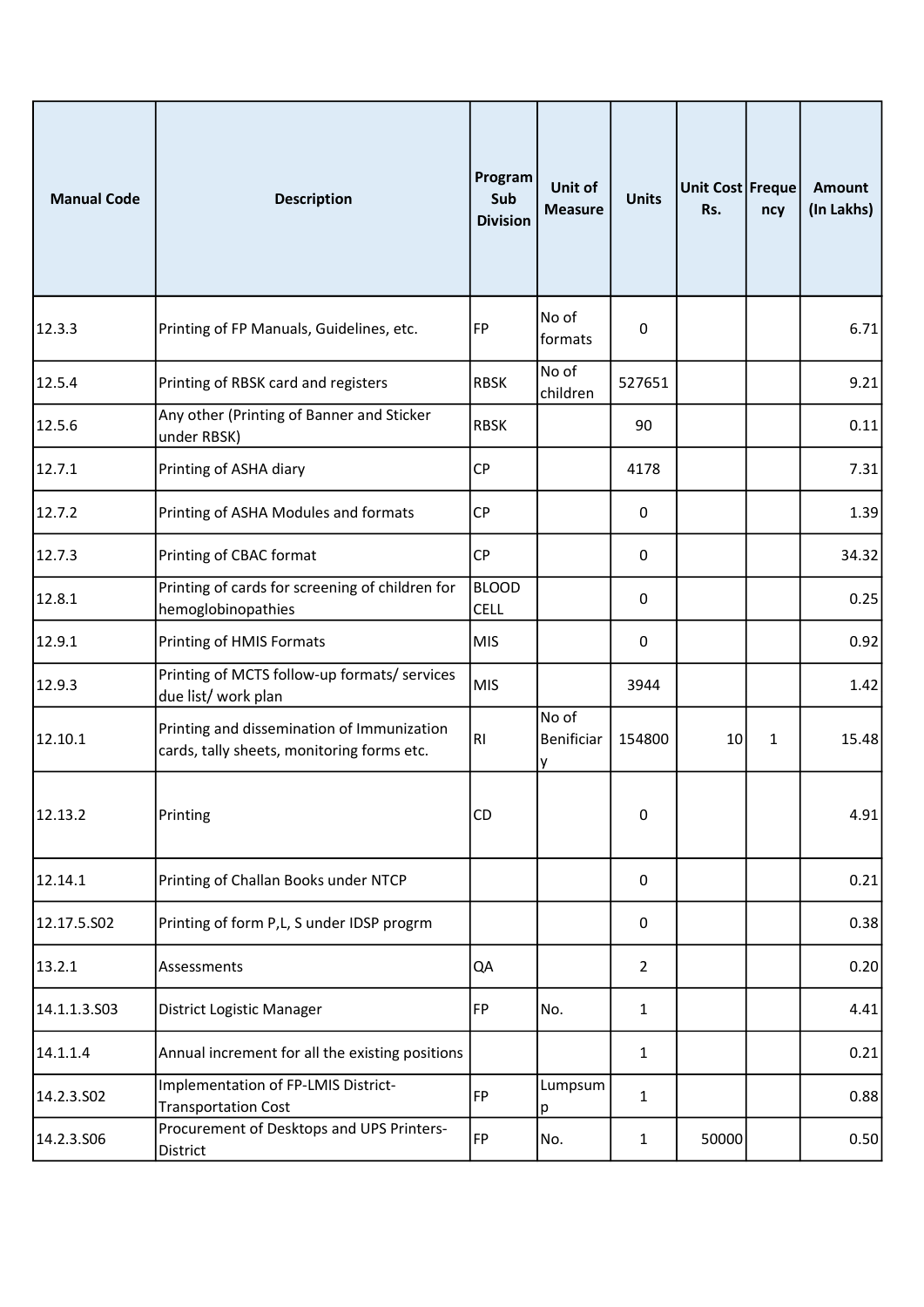| Manual Code | Description | Program Sub Division | Unit of Measure | Units | Unit Cost Rs. | Frequency | Amount (In Lakhs) |
|---|---|---|---|---|---|---|---|
| 12.3.3 | Printing of FP Manuals, Guidelines, etc. | FP | No of formats | 0 | | | 6.71 |
| 12.5.4 | Printing of RBSK card and registers | RBSK | No of children | 527651 | | | 9.21 |
| 12.5.6 | Any other (Printing of Banner and Sticker under RBSK) | RBSK | | 90 | | | 0.11 |
| 12.7.1 | Printing of ASHA diary | CP | | 4178 | | | 7.31 |
| 12.7.2 | Printing of ASHA Modules and formats | CP | | 0 | | | 1.39 |
| 12.7.3 | Printing of CBAC format | CP | | 0 | | | 34.32 |
| 12.8.1 | Printing of cards for screening of children for hemoglobinopathies | BLOOD CELL | | 0 | | | 0.25 |
| 12.9.1 | Printing of HMIS Formats | MIS | | 0 | | | 0.92 |
| 12.9.3 | Printing of MCTS follow-up formats/ services due list/ work plan | MIS | | 3944 | | | 1.42 |
| 12.10.1 | Printing and dissemination of Immunization cards, tally sheets, monitoring forms etc. | RI | No of Benificiary | 154800 | 10 | 1 | 15.48 |
| 12.13.2 | Printing | CD | | 0 | | | 4.91 |
| 12.14.1 | Printing of Challan Books under NTCP | | | 0 | | | 0.21 |
| 12.17.5.S02 | Printing of form P,L, S under IDSP progrm | | | 0 | | | 0.38 |
| 13.2.1 | Assessments | QA | | 2 | | | 0.20 |
| 14.1.1.3.S03 | District Logistic Manager | FP | No. | 1 | | | 4.41 |
| 14.1.1.4 | Annual increment for all the existing positions | | | 1 | | | 0.21 |
| 14.2.3.S02 | Implementation of FP-LMIS District-Transportation Cost | FP | Lumpsump | 1 | | | 0.88 |
| 14.2.3.S06 | Procurement of Desktops and UPS Printers-District | FP | No. | 1 | 50000 | | 0.50 |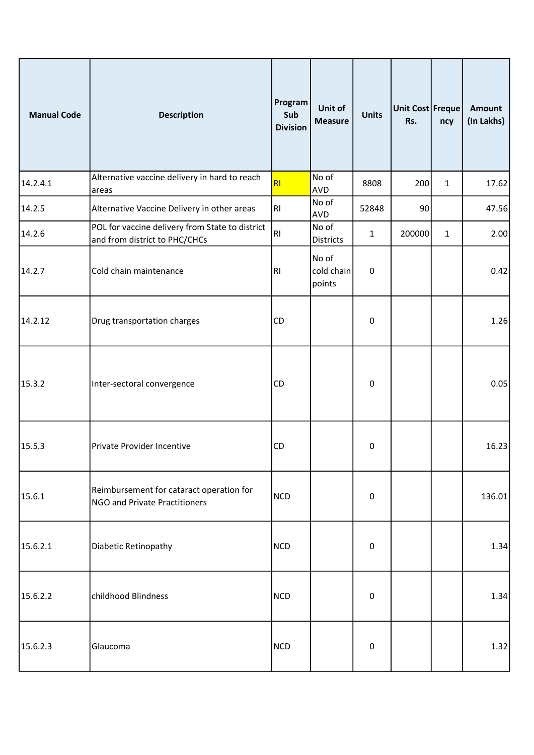| Manual Code | Description | Program Sub Division | Unit of Measure | Units | Unit Cost Rs. | Frequency | Amount (In Lakhs) |
|---|---|---|---|---|---|---|---|
| 14.2.4.1 | Alternative vaccine delivery in hard to reach areas | RI | No of AVD | 8808 | 200 | 1 | 17.62 |
| 14.2.5 | Alternative Vaccine Delivery in other areas | RI | No of AVD | 52848 | 90 | | 47.56 |
| 14.2.6 | POL for vaccine delivery from State to district and from district to PHC/CHCs | RI | No of Districts | 1 | 200000 | 1 | 2.00 |
| 14.2.7 | Cold chain maintenance | RI | No of cold chain points | 0 | | | 0.42 |
| 14.2.12 | Drug transportation charges | CD | | 0 | | | 1.26 |
| 15.3.2 | Inter-sectoral convergence | CD | | 0 | | | 0.05 |
| 15.5.3 | Private Provider Incentive | CD | | 0 | | | 16.23 |
| 15.6.1 | Reimbursement for cataract operation for NGO and Private Practitioners | NCD | | 0 | | | 136.01 |
| 15.6.2.1 | Diabetic Retinopathy | NCD | | 0 | | | 1.34 |
| 15.6.2.2 | childhood Blindness | NCD | | 0 | | | 1.34 |
| 15.6.2.3 | Glaucoma | NCD | | 0 | | | 1.32 |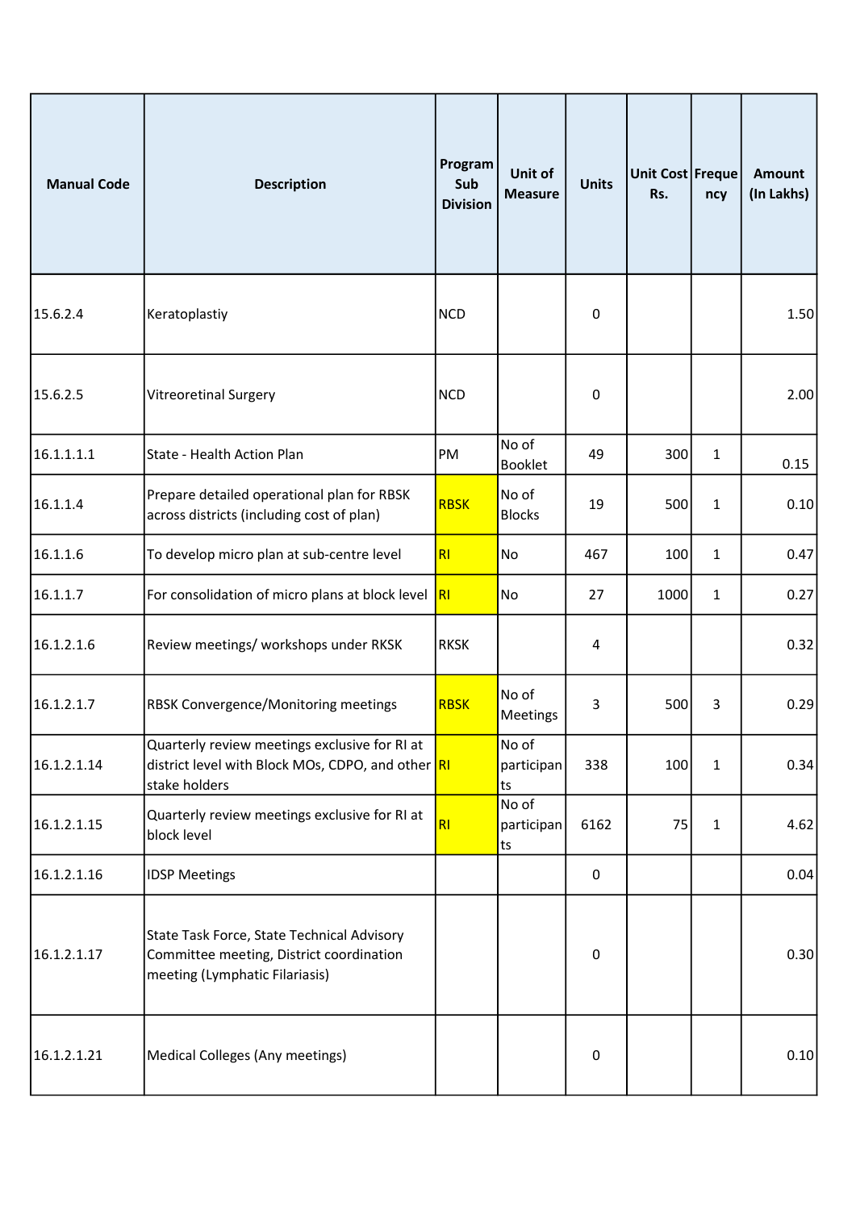| Manual Code | Description | Program Sub Division | Unit of Measure | Units | Unit Cost Rs. | Frequency | Amount (In Lakhs) |
|---|---|---|---|---|---|---|---|
| 15.6.2.4 | Keratoplastiy | NCD | | 0 | | | 1.50 |
| 15.6.2.5 | Vitreoretinal Surgery | NCD | | 0 | | | 2.00 |
| 16.1.1.1.1 | State - Health Action Plan | PM | No of Booklet | 49 | 300 | 1 | 0.15 |
| 16.1.1.4 | Prepare detailed operational plan for RBSK across districts (including cost of plan) | RBSK | No of Blocks | 19 | 500 | 1 | 0.10 |
| 16.1.1.6 | To develop micro plan at sub-centre level | RI | No | 467 | 100 | 1 | 0.47 |
| 16.1.1.7 | For consolidation of micro plans at block level | RI | No | 27 | 1000 | 1 | 0.27 |
| 16.1.2.1.6 | Review meetings/ workshops under RKSK | RKSK | | 4 | | | 0.32 |
| 16.1.2.1.7 | RBSK Convergence/Monitoring meetings | RBSK | No of Meetings | 3 | 500 | 3 | 0.29 |
| 16.1.2.1.14 | Quarterly review meetings exclusive for RI at district level with Block MOs, CDPO, and other stake holders | RI | No of participants | 338 | 100 | 1 | 0.34 |
| 16.1.2.1.15 | Quarterly review meetings exclusive for RI at block level | RI | No of participants | 6162 | 75 | 1 | 4.62 |
| 16.1.2.1.16 | IDSP Meetings | | | 0 | | | 0.04 |
| 16.1.2.1.17 | State Task Force, State Technical Advisory Committee meeting, District coordination meeting (Lymphatic Filariasis) | | | 0 | | | 0.30 |
| 16.1.2.1.21 | Medical Colleges (Any meetings) | | | 0 | | | 0.10 |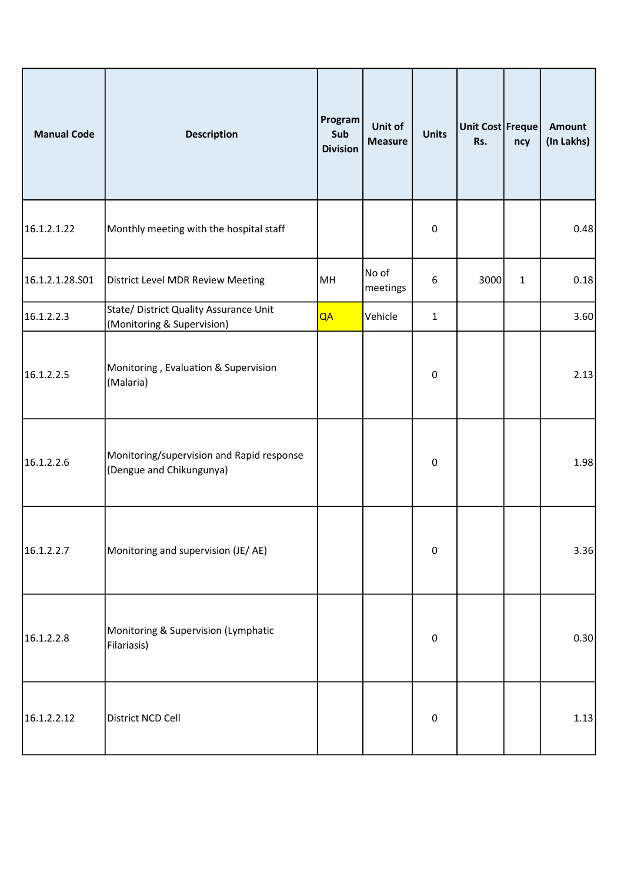| Manual Code | Description | Program Sub Division | Unit of Measure | Units | Unit Cost Rs. | Frequency | Amount (In Lakhs) |
|---|---|---|---|---|---|---|---|
| 16.1.2.1.22 | Monthly meeting with the hospital staff | | | 0 | | | 0.48 |
| 16.1.2.1.28.S01 | District Level MDR Review Meeting | MH | No of meetings | 6 | 3000 | 1 | 0.18 |
| 16.1.2.2.3 | State/ District Quality Assurance Unit (Monitoring & Supervision) | QA | Vehicle | 1 | | | 3.60 |
| 16.1.2.2.5 | Monitoring , Evaluation & Supervision (Malaria) | | | 0 | | | 2.13 |
| 16.1.2.2.6 | Monitoring/supervision and Rapid response (Dengue and Chikungunya) | | | 0 | | | 1.98 |
| 16.1.2.2.7 | Monitoring and supervision (JE/ AE) | | | 0 | | | 3.36 |
| 16.1.2.2.8 | Monitoring & Supervision (Lymphatic Filariasis) | | | 0 | | | 0.30 |
| 16.1.2.2.12 | District NCD Cell | | | 0 | | | 1.13 |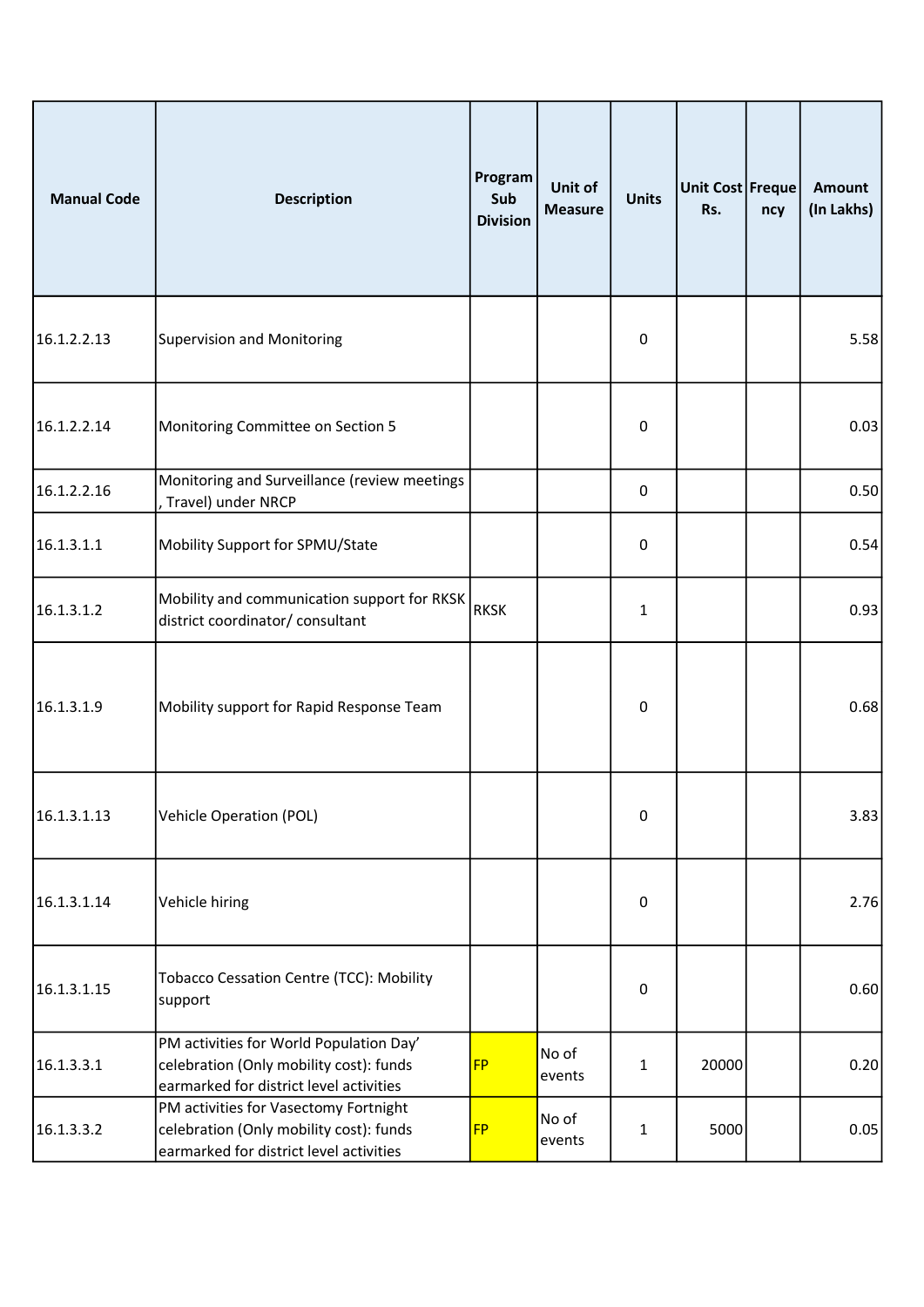| Manual Code | Description | Program Sub Division | Unit of Measure | Units | Unit Cost Rs. | Frequency | Amount (In Lakhs) |
|---|---|---|---|---|---|---|---|
| 16.1.2.2.13 | Supervision and Monitoring | | | 0 | | | 5.58 |
| 16.1.2.2.14 | Monitoring Committee on Section 5 | | | 0 | | | 0.03 |
| 16.1.2.2.16 | Monitoring and Surveillance (review meetings , Travel) under NRCP | | | 0 | | | 0.50 |
| 16.1.3.1.1 | Mobility Support for SPMU/State | | | 0 | | | 0.54 |
| 16.1.3.1.2 | Mobility and communication support for RKSK district coordinator/ consultant | RKSK | | 1 | | | 0.93 |
| 16.1.3.1.9 | Mobility support for Rapid Response Team | | | 0 | | | 0.68 |
| 16.1.3.1.13 | Vehicle Operation (POL) | | | 0 | | | 3.83 |
| 16.1.3.1.14 | Vehicle hiring | | | 0 | | | 2.76 |
| 16.1.3.1.15 | Tobacco Cessation Centre (TCC): Mobility support | | | 0 | | | 0.60 |
| 16.1.3.3.1 | PM activities for World Population Day' celebration (Only mobility cost): funds earmarked for district level activities | FP | No of events | 1 | 20000 | | 0.20 |
| 16.1.3.3.2 | PM activities for Vasectomy Fortnight celebration (Only mobility cost): funds earmarked for district level activities | FP | No of events | 1 | 5000 | | 0.05 |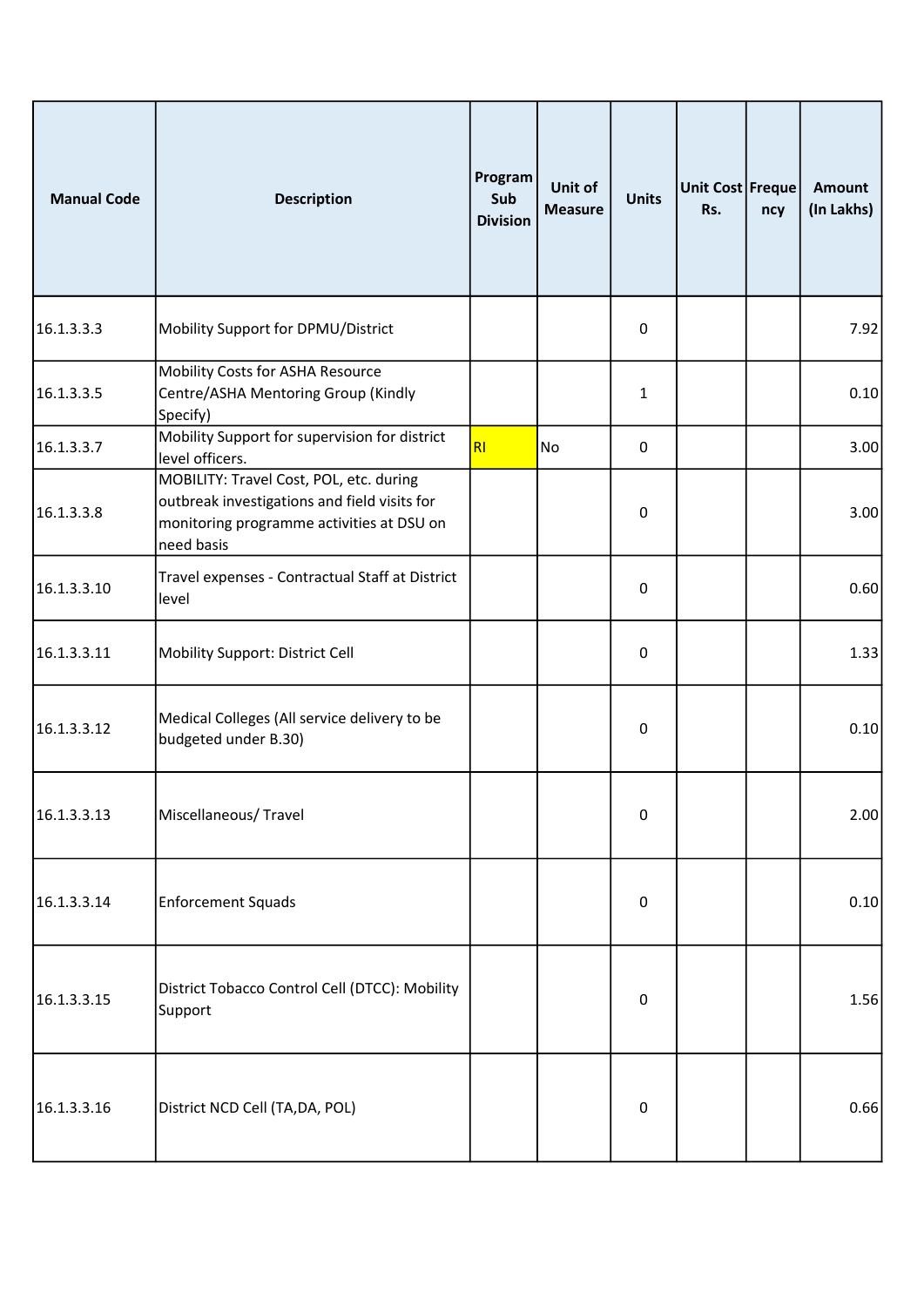| Manual Code | Description | Program Sub Division | Unit of Measure | Units | Unit Cost Rs. | Frequency | Amount (In Lakhs) |
|---|---|---|---|---|---|---|---|
| 16.1.3.3.3 | Mobility Support for DPMU/District | | | 0 | | | 7.92 |
| 16.1.3.3.5 | Mobility Costs for ASHA Resource Centre/ASHA Mentoring Group (Kindly Specify) | | | 1 | | | 0.10 |
| 16.1.3.3.7 | Mobility Support for supervision for district level officers. | RI | No | 0 | | | 3.00 |
| 16.1.3.3.8 | MOBILITY: Travel Cost, POL, etc. during outbreak investigations and field visits for monitoring programme activities at DSU on need basis | | | 0 | | | 3.00 |
| 16.1.3.3.10 | Travel expenses - Contractual Staff at District level | | | 0 | | | 0.60 |
| 16.1.3.3.11 | Mobility Support: District Cell | | | 0 | | | 1.33 |
| 16.1.3.3.12 | Medical Colleges (All service delivery to be budgeted under B.30) | | | 0 | | | 0.10 |
| 16.1.3.3.13 | Miscellaneous/ Travel | | | 0 | | | 2.00 |
| 16.1.3.3.14 | Enforcement Squads | | | 0 | | | 0.10 |
| 16.1.3.3.15 | District Tobacco Control Cell (DTCC): Mobility Support | | | 0 | | | 1.56 |
| 16.1.3.3.16 | District NCD Cell (TA,DA, POL) | | | 0 | | | 0.66 |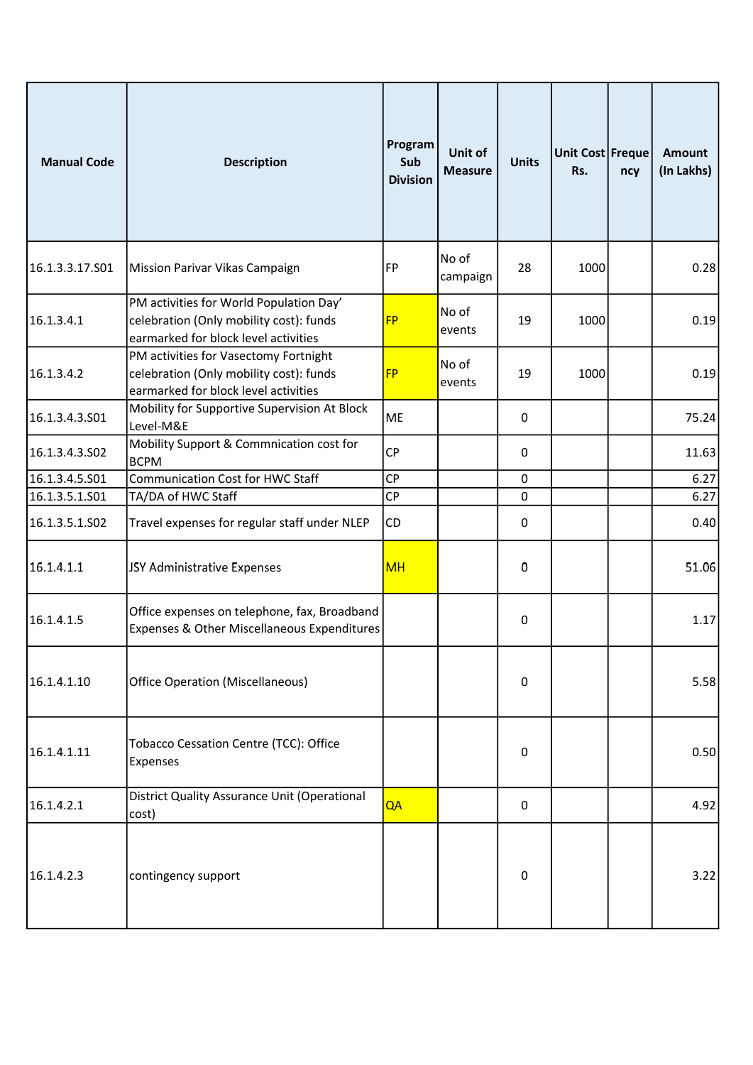| Manual Code | Description | Program Sub Division | Unit of Measure | Units | Unit Cost Rs. | Frequency | Amount (In Lakhs) |
|---|---|---|---|---|---|---|---|
| 16.1.3.3.17.S01 | Mission Parivar Vikas Campaign | FP | No of campaign | 28 | 1000 | | 0.28 |
| 16.1.3.4.1 | PM activities for World Population Day' celebration (Only mobility cost): funds earmarked for block level activities | FP | No of events | 19 | 1000 | | 0.19 |
| 16.1.3.4.2 | PM activities for Vasectomy Fortnight celebration (Only mobility cost): funds earmarked for block level activities | FP | No of events | 19 | 1000 | | 0.19 |
| 16.1.3.4.3.S01 | Mobility for Supportive Supervision At Block Level-M&E | ME | | 0 | | | 75.24 |
| 16.1.3.4.3.S02 | Mobility Support & Commnication cost for BCPM | CP | | 0 | | | 11.63 |
| 16.1.3.4.5.S01 | Communication Cost for HWC Staff | CP | | 0 | | | 6.27 |
| 16.1.3.5.1.S01 | TA/DA of HWC Staff | CP | | 0 | | | 6.27 |
| 16.1.3.5.1.S02 | Travel expenses for regular staff under NLEP | CD | | 0 | | | 0.40 |
| 16.1.4.1.1 | JSY Administrative Expenses | MH | | 0 | | | 51.06 |
| 16.1.4.1.5 | Office expenses on telephone, fax, Broadband Expenses & Other Miscellaneous Expenditures | | | 0 | | | 1.17 |
| 16.1.4.1.10 | Office Operation (Miscellaneous) | | | 0 | | | 5.58 |
| 16.1.4.1.11 | Tobacco Cessation Centre (TCC): Office Expenses | | | 0 | | | 0.50 |
| 16.1.4.2.1 | District Quality Assurance Unit (Operational cost) | QA | | 0 | | | 4.92 |
| 16.1.4.2.3 | contingency support | | | 0 | | | 3.22 |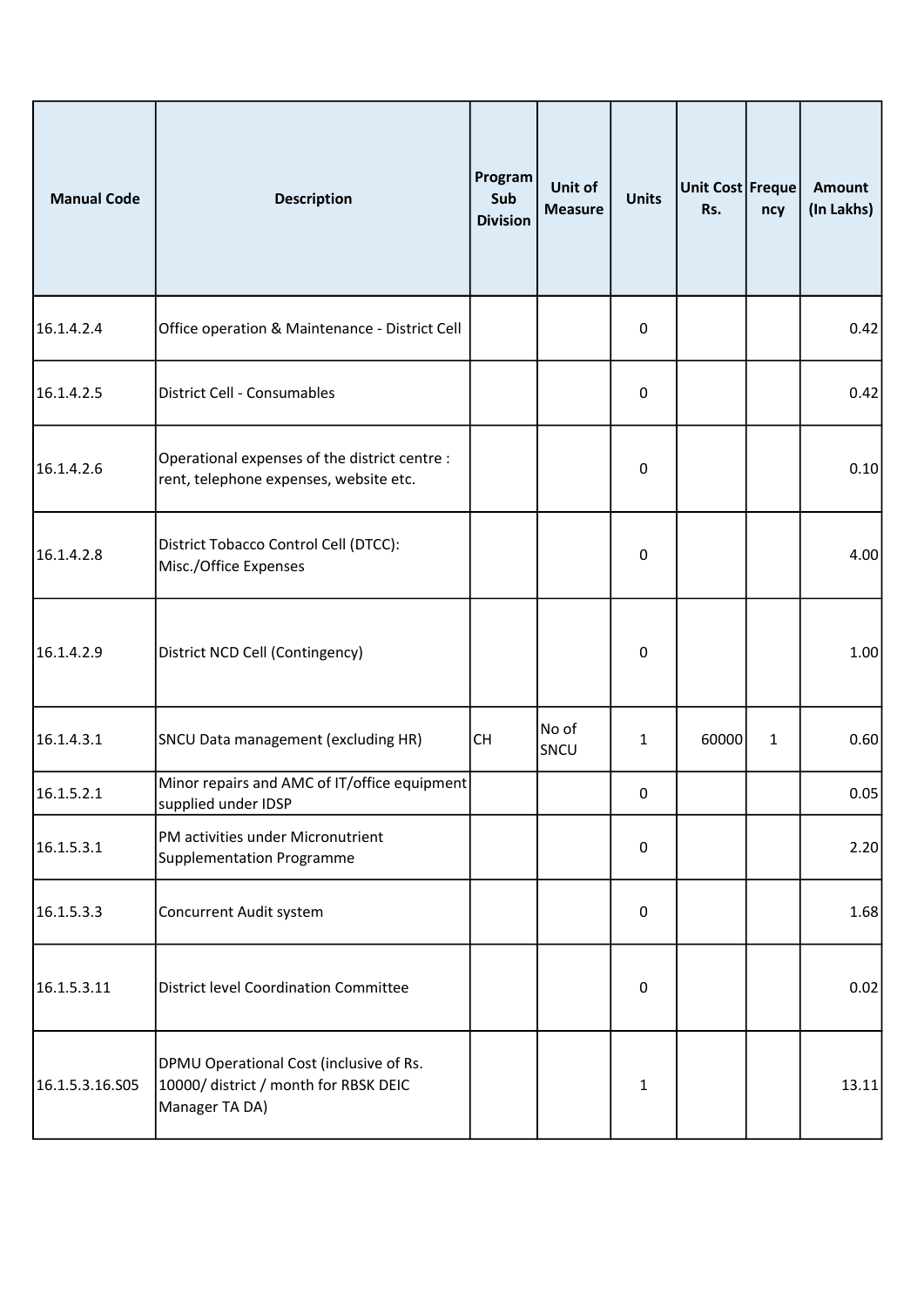| Manual Code | Description | Program Sub Division | Unit of Measure | Units | Unit Cost Rs. | Frequency | Amount (In Lakhs) |
|---|---|---|---|---|---|---|---|
| 16.1.4.2.4 | Office operation & Maintenance - District Cell | | | 0 | | | 0.42 |
| 16.1.4.2.5 | District Cell - Consumables | | | 0 | | | 0.42 |
| 16.1.4.2.6 | Operational expenses of the district centre : rent, telephone expenses, website etc. | | | 0 | | | 0.10 |
| 16.1.4.2.8 | District Tobacco Control Cell (DTCC): Misc./Office Expenses | | | 0 | | | 4.00 |
| 16.1.4.2.9 | District NCD Cell (Contingency) | | | 0 | | | 1.00 |
| 16.1.4.3.1 | SNCU Data management (excluding HR) | CH | No of SNCU | 1 | 60000 | 1 | 0.60 |
| 16.1.5.2.1 | Minor repairs and AMC of IT/office equipment supplied under IDSP | | | 0 | | | 0.05 |
| 16.1.5.3.1 | PM activities under Micronutrient Supplementation Programme | | | 0 | | | 2.20 |
| 16.1.5.3.3 | Concurrent Audit system | | | 0 | | | 1.68 |
| 16.1.5.3.11 | District level Coordination Committee | | | 0 | | | 0.02 |
| 16.1.5.3.16.S05 | DPMU Operational Cost (inclusive of Rs. 10000/ district / month for RBSK DEIC Manager TA DA) | | | 1 | | | 13.11 |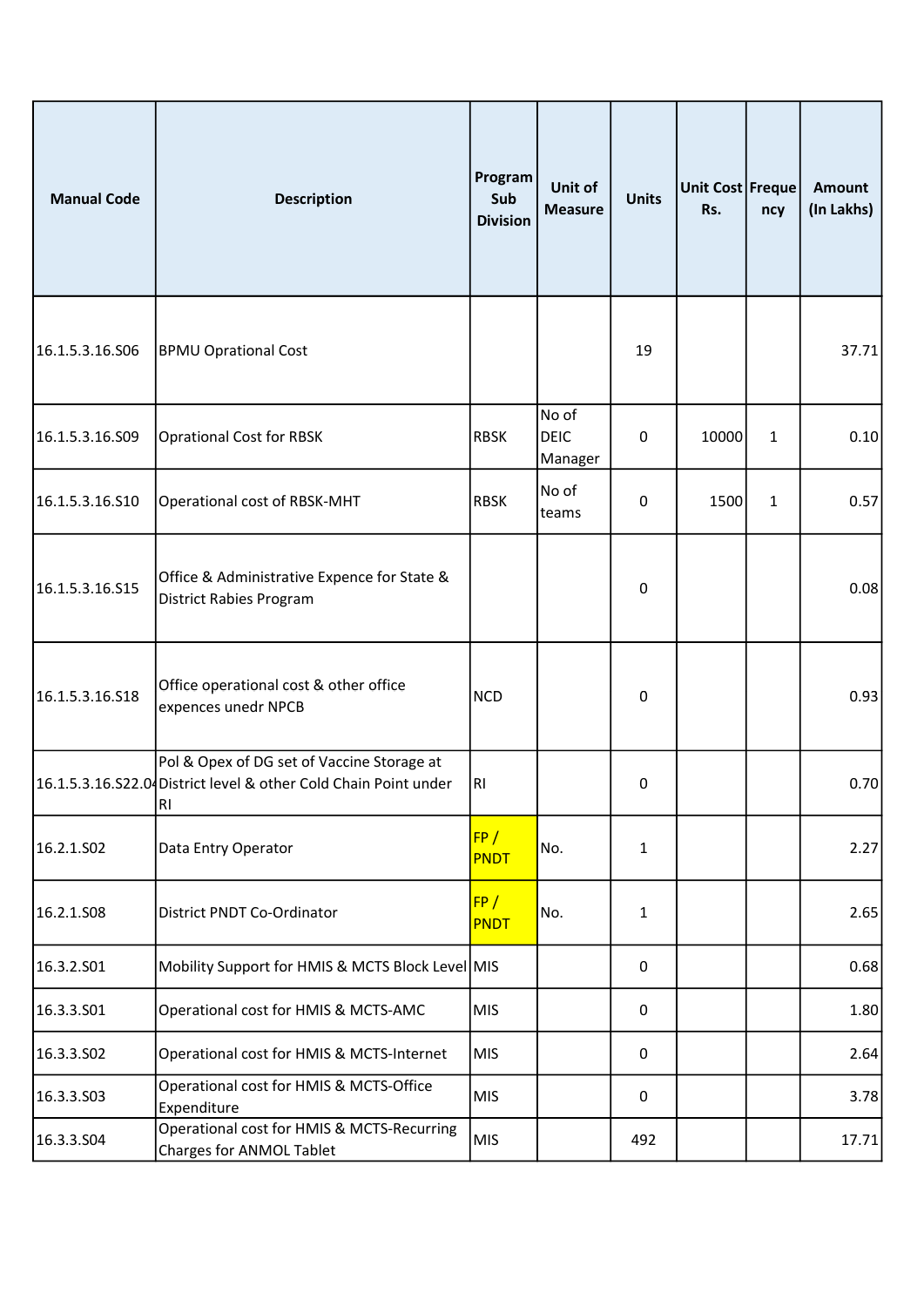| Manual Code | Description | Program Sub Division | Unit of Measure | Units | Unit Cost Rs. | Frequency | Amount (In Lakhs) |
|---|---|---|---|---|---|---|---|
| 16.1.5.3.16.S06 | BPMU Oprational Cost | | | 19 | | | 37.71 |
| 16.1.5.3.16.S09 | Oprational Cost for RBSK | RBSK | No of DEIC Manager | 0 | 10000 | 1 | 0.10 |
| 16.1.5.3.16.S10 | Operational cost of RBSK-MHT | RBSK | No of teams | 0 | 1500 | 1 | 0.57 |
| 16.1.5.3.16.S15 | Office & Administrative Expence for State & District Rabies Program | | | 0 | | | 0.08 |
| 16.1.5.3.16.S18 | Office operational cost & other office expences unedr NPCB | NCD | | 0 | | | 0.93 |
| 16.1.5.3.16.S22.0 | Pol & Opex of DG set of Vaccine Storage at District level & other Cold Chain Point under RI | RI | | 0 | | | 0.70 |
| 16.2.1.S02 | Data Entry Operator | FP / PNDT | No. | 1 | | | 2.27 |
| 16.2.1.S08 | District PNDT Co-Ordinator | FP / PNDT | No. | 1 | | | 2.65 |
| 16.3.2.S01 | Mobility Support for HMIS & MCTS Block Level | MIS | | 0 | | | 0.68 |
| 16.3.3.S01 | Operational cost for HMIS & MCTS-AMC | MIS | | 0 | | | 1.80 |
| 16.3.3.S02 | Operational cost for HMIS & MCTS-Internet | MIS | | 0 | | | 2.64 |
| 16.3.3.S03 | Operational cost for HMIS & MCTS-Office Expenditure | MIS | | 0 | | | 3.78 |
| 16.3.3.S04 | Operational cost for HMIS & MCTS-Recurring Charges for ANMOL Tablet | MIS | | 492 | | | 17.71 |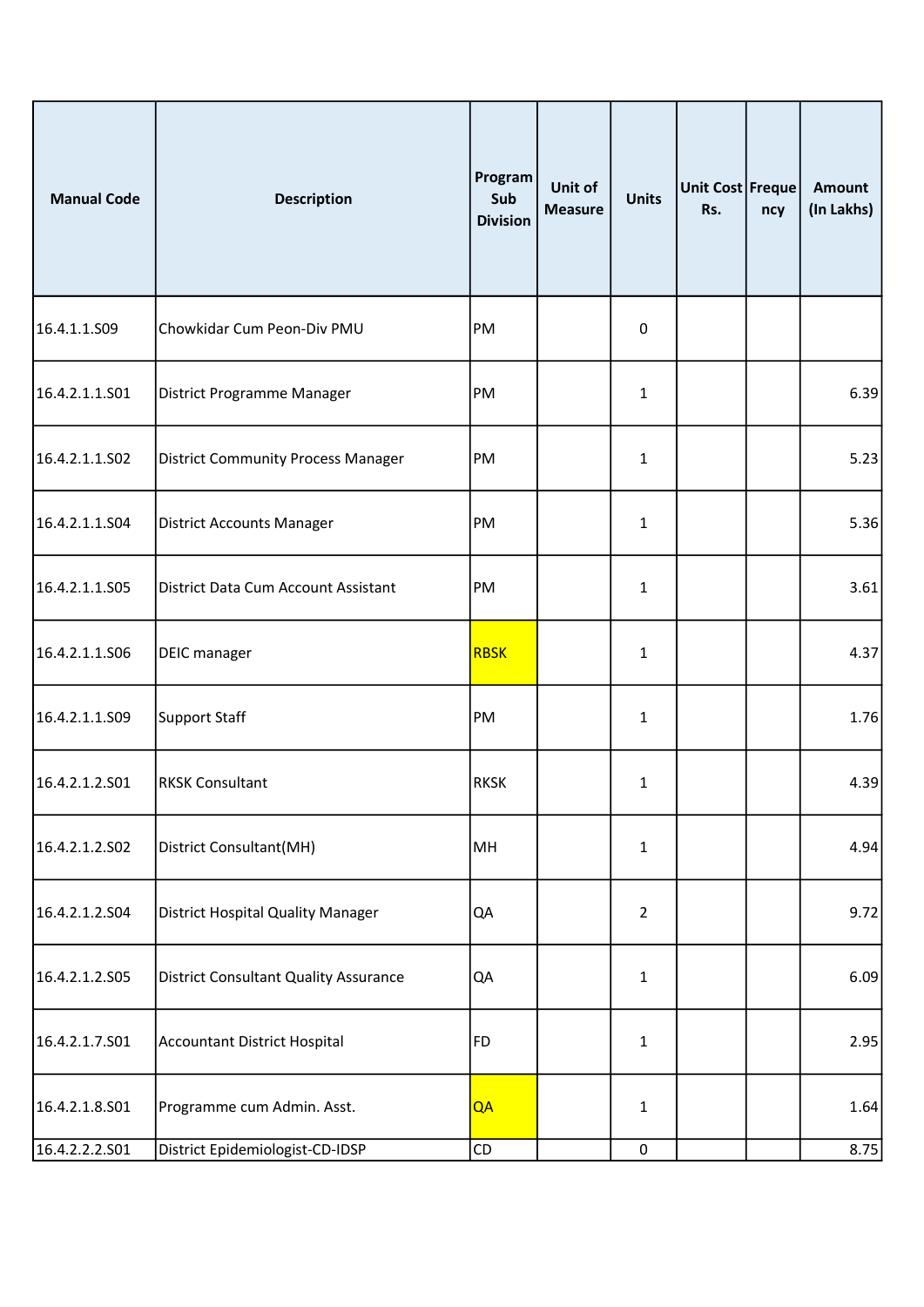| Manual Code | Description | Program Sub Division | Unit of Measure | Units | Unit Cost Rs. | Frequency | Amount (In Lakhs) |
|---|---|---|---|---|---|---|---|
| 16.4.1.1.S09 | Chowkidar Cum Peon-Div PMU | PM | | 0 | | | |
| 16.4.2.1.1.S01 | District Programme Manager | PM | | 1 | | | 6.39 |
| 16.4.2.1.1.S02 | District Community Process Manager | PM | | 1 | | | 5.23 |
| 16.4.2.1.1.S04 | District Accounts Manager | PM | | 1 | | | 5.36 |
| 16.4.2.1.1.S05 | District Data Cum Account Assistant | PM | | 1 | | | 3.61 |
| 16.4.2.1.1.S06 | DEIC manager | RBSK | | 1 | | | 4.37 |
| 16.4.2.1.1.S09 | Support Staff | PM | | 1 | | | 1.76 |
| 16.4.2.1.2.S01 | RKSK Consultant | RKSK | | 1 | | | 4.39 |
| 16.4.2.1.2.S02 | District Consultant(MH) | MH | | 1 | | | 4.94 |
| 16.4.2.1.2.S04 | District Hospital Quality Manager | QA | | 2 | | | 9.72 |
| 16.4.2.1.2.S05 | District Consultant Quality Assurance | QA | | 1 | | | 6.09 |
| 16.4.2.1.7.S01 | Accountant District Hospital | FD | | 1 | | | 2.95 |
| 16.4.2.1.8.S01 | Programme cum Admin. Asst. | QA | | 1 | | | 1.64 |
| 16.4.2.2.2.S01 | District Epidemiologist-CD-IDSP | CD | | 0 | | | 8.75 |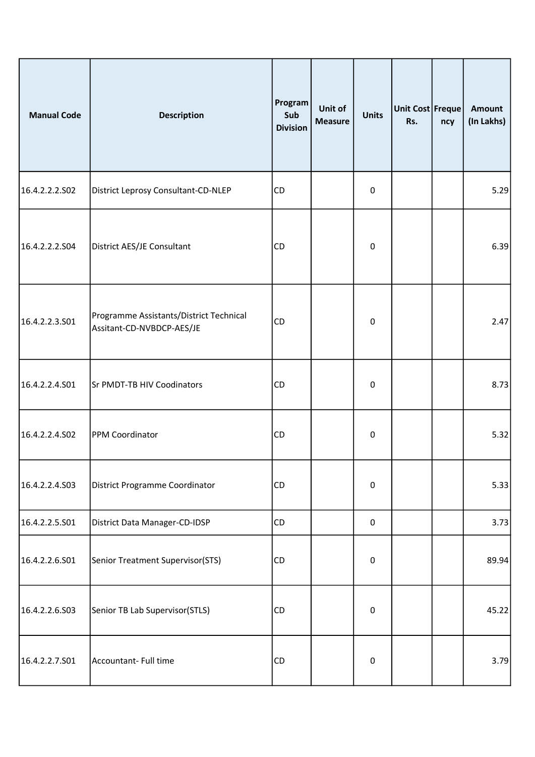| Manual Code | Description | Program Sub Division | Unit of Measure | Units | Unit Cost Rs. | Frequency | Amount (In Lakhs) |
|---|---|---|---|---|---|---|---|
| 16.4.2.2.2.S02 | District Leprosy Consultant-CD-NLEP | CD | | 0 | | | 5.29 |
| 16.4.2.2.2.S04 | District AES/JE Consultant | CD | | 0 | | | 6.39 |
| 16.4.2.2.3.S01 | Programme Assistants/District Technical Assitant-CD-NVBDCP-AES/JE | CD | | 0 | | | 2.47 |
| 16.4.2.2.4.S01 | Sr PMDT-TB HIV Coodinators | CD | | 0 | | | 8.73 |
| 16.4.2.2.4.S02 | PPM Coordinator | CD | | 0 | | | 5.32 |
| 16.4.2.2.4.S03 | District Programme Coordinator | CD | | 0 | | | 5.33 |
| 16.4.2.2.5.S01 | District Data Manager-CD-IDSP | CD | | 0 | | | 3.73 |
| 16.4.2.2.6.S01 | Senior Treatment Supervisor(STS) | CD | | 0 | | | 89.94 |
| 16.4.2.2.6.S03 | Senior TB Lab Supervisor(STLS) | CD | | 0 | | | 45.22 |
| 16.4.2.2.7.S01 | Accountant- Full time | CD | | 0 | | | 3.79 |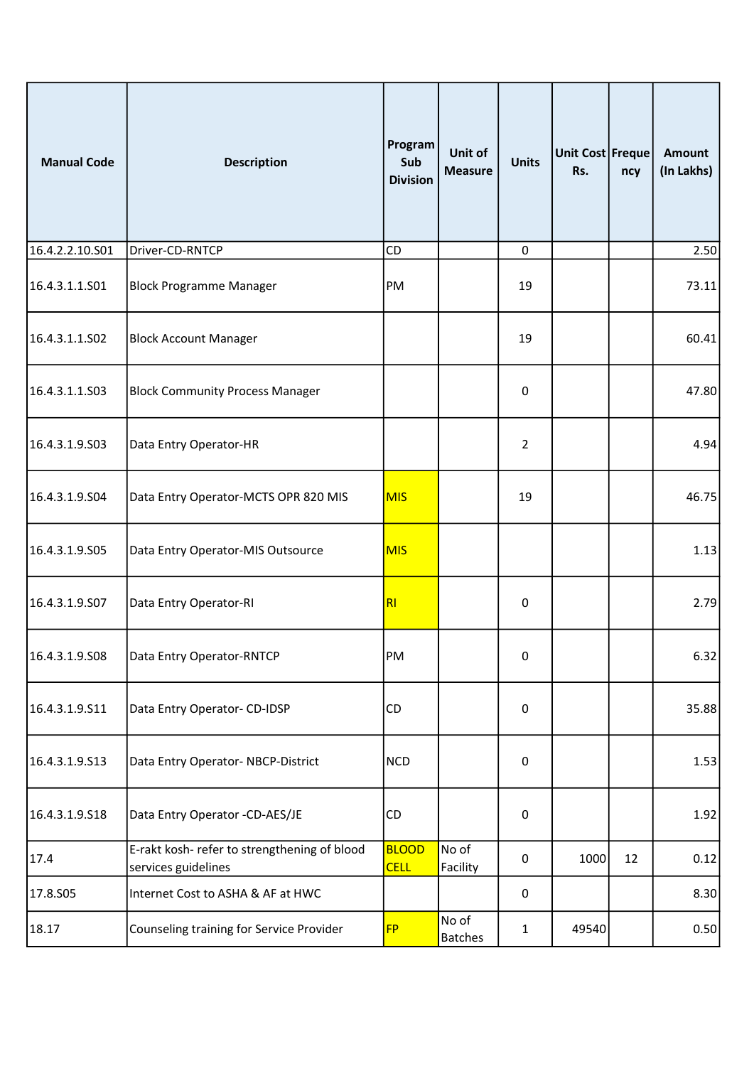| Manual Code | Description | Program Sub Division | Unit of Measure | Units | Unit Cost Rs. | Frequency | Amount (In Lakhs) |
|---|---|---|---|---|---|---|---|
| 16.4.2.2.10.S01 | Driver-CD-RNTCP | CD | | 0 | | | 2.50 |
| 16.4.3.1.1.S01 | Block Programme Manager | PM | | 19 | | | 73.11 |
| 16.4.3.1.1.S02 | Block Account Manager | | | 19 | | | 60.41 |
| 16.4.3.1.1.S03 | Block Community Process Manager | | | 0 | | | 47.80 |
| 16.4.3.1.9.S03 | Data Entry Operator-HR | | | 2 | | | 4.94 |
| 16.4.3.1.9.S04 | Data Entry Operator-MCTS OPR 820 MIS | MIS | | 19 | | | 46.75 |
| 16.4.3.1.9.S05 | Data Entry Operator-MIS Outsource | MIS | | | | | 1.13 |
| 16.4.3.1.9.S07 | Data Entry Operator-RI | RI | | 0 | | | 2.79 |
| 16.4.3.1.9.S08 | Data Entry Operator-RNTCP | PM | | 0 | | | 6.32 |
| 16.4.3.1.9.S11 | Data Entry Operator- CD-IDSP | CD | | 0 | | | 35.88 |
| 16.4.3.1.9.S13 | Data Entry Operator- NBCP-District | NCD | | 0 | | | 1.53 |
| 16.4.3.1.9.S18 | Data Entry Operator -CD-AES/JE | CD | | 0 | | | 1.92 |
| 17.4 | E-rakt kosh- refer to strengthening of blood services guidelines | BLOOD CELL | No of Facility | 0 | 1000 | 12 | 0.12 |
| 17.8.S05 | Internet Cost to ASHA & AF at HWC | | | 0 | | | 8.30 |
| 18.17 | Counseling training for Service Provider | FP | No of Batches | 1 | 49540 | | 0.50 |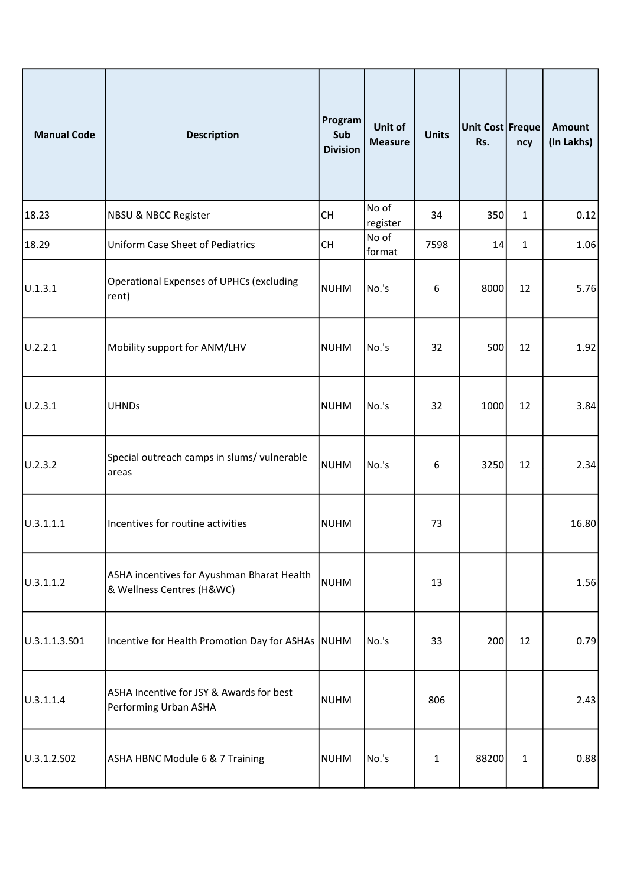| Manual Code | Description | Program Sub Division | Unit of Measure | Units | Unit Cost Rs. | Frequency | Amount (In Lakhs) |
|---|---|---|---|---|---|---|---|
| 18.23 | NBSU & NBCC Register | CH | No of register | 34 | 350 | 1 | 0.12 |
| 18.29 | Uniform Case Sheet of Pediatrics | CH | No of format | 7598 | 14 | 1 | 1.06 |
| U.1.3.1 | Operational Expenses of UPHCs (excluding rent) | NUHM | No.'s | 6 | 8000 | 12 | 5.76 |
| U.2.2.1 | Mobility support for ANM/LHV | NUHM | No.'s | 32 | 500 | 12 | 1.92 |
| U.2.3.1 | UHNDs | NUHM | No.'s | 32 | 1000 | 12 | 3.84 |
| U.2.3.2 | Special outreach camps in slums/ vulnerable areas | NUHM | No.'s | 6 | 3250 | 12 | 2.34 |
| U.3.1.1.1 | Incentives for routine activities | NUHM | | 73 | | | 16.80 |
| U.3.1.1.2 | ASHA incentives for Ayushman Bharat Health & Wellness Centres (H&WC) | NUHM | | 13 | | | 1.56 |
| U.3.1.1.3.S01 | Incentive for Health Promotion Day for ASHAs | NUHM | No.'s | 33 | 200 | 12 | 0.79 |
| U.3.1.1.4 | ASHA Incentive for JSY & Awards for best Performing Urban ASHA | NUHM | | 806 | | | 2.43 |
| U.3.1.2.S02 | ASHA HBNC Module 6 & 7 Training | NUHM | No.'s | 1 | 88200 | 1 | 0.88 |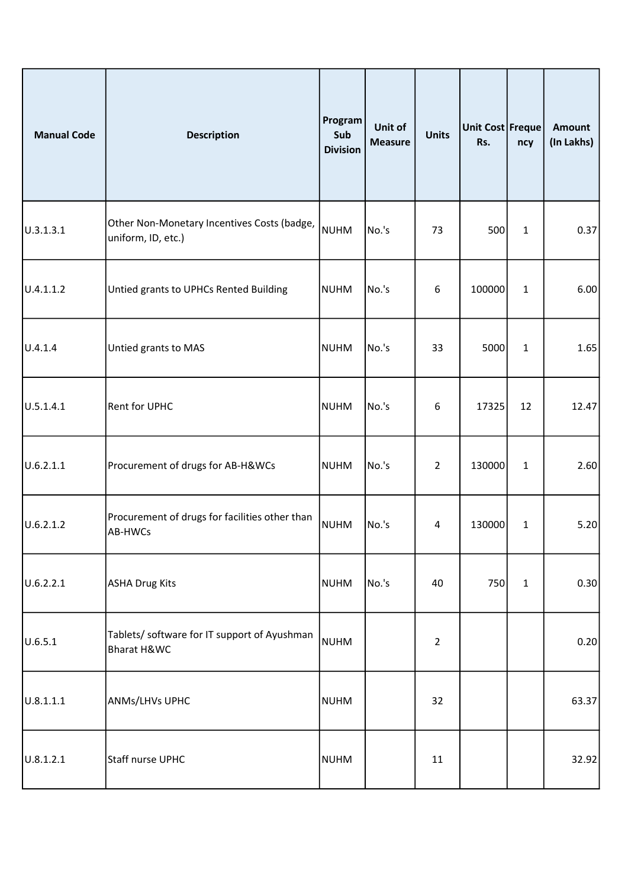| Manual Code | Description | Program Sub Division | Unit of Measure | Units | Unit Cost Rs. | Frequency | Amount (In Lakhs) |
|---|---|---|---|---|---|---|---|
| U.3.1.3.1 | Other Non-Monetary Incentives Costs (badge, uniform, ID, etc.) | NUHM | No.'s | 73 | 500 | 1 | 0.37 |
| U.4.1.1.2 | Untied grants to UPHCs Rented Building | NUHM | No.'s | 6 | 100000 | 1 | 6.00 |
| U.4.1.4 | Untied grants to MAS | NUHM | No.'s | 33 | 5000 | 1 | 1.65 |
| U.5.1.4.1 | Rent for UPHC | NUHM | No.'s | 6 | 17325 | 12 | 12.47 |
| U.6.2.1.1 | Procurement of drugs for AB-H&WCs | NUHM | No.'s | 2 | 130000 | 1 | 2.60 |
| U.6.2.1.2 | Procurement of drugs for facilities other than AB-HWCs | NUHM | No.'s | 4 | 130000 | 1 | 5.20 |
| U.6.2.2.1 | ASHA Drug Kits | NUHM | No.'s | 40 | 750 | 1 | 0.30 |
| U.6.5.1 | Tablets/ software for IT support of Ayushman Bharat H&WC | NUHM | | 2 | | | 0.20 |
| U.8.1.1.1 | ANMs/LHVs UPHC | NUHM | | 32 | | | 63.37 |
| U.8.1.2.1 | Staff nurse UPHC | NUHM | | 11 | | | 32.92 |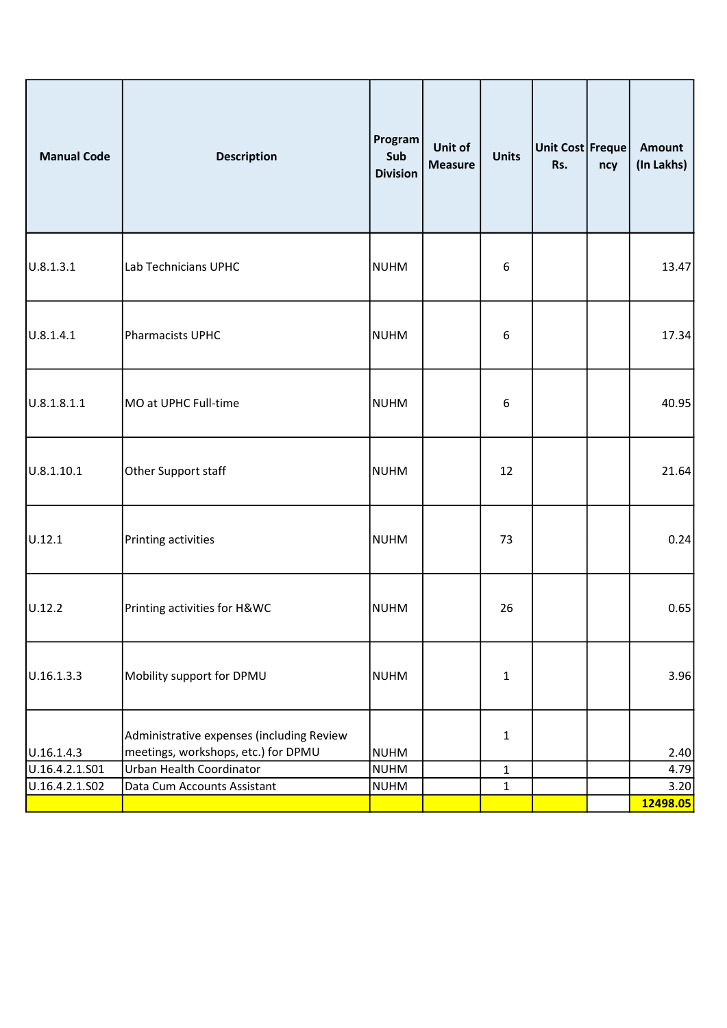| Manual Code | Description | Program Sub Division | Unit of Measure | Units | Unit Cost Rs. | Frequency | Amount (In Lakhs) |
|---|---|---|---|---|---|---|---|
| U.8.1.3.1 | Lab Technicians UPHC | NUHM | | 6 | | | 13.47 |
| U.8.1.4.1 | Pharmacists UPHC | NUHM | | 6 | | | 17.34 |
| U.8.1.8.1.1 | MO at UPHC Full-time | NUHM | | 6 | | | 40.95 |
| U.8.1.10.1 | Other Support staff | NUHM | | 12 | | | 21.64 |
| U.12.1 | Printing activities | NUHM | | 73 | | | 0.24 |
| U.12.2 | Printing activities for H&WC | NUHM | | 26 | | | 0.65 |
| U.16.1.3.3 | Mobility support for DPMU | NUHM | | 1 | | | 3.96 |
| U.16.1.4.3 | Administrative expenses (including Review meetings, workshops, etc.) for DPMU | NUHM | | 1 | | | 2.40 |
| U.16.4.2.1.S01 | Urban Health Coordinator | NUHM | | 1 | | | 4.79 |
| U.16.4.2.1.S02 | Data Cum Accounts Assistant | NUHM | | 1 | | | 3.20 |
| | | | | | | | **12498.05** |